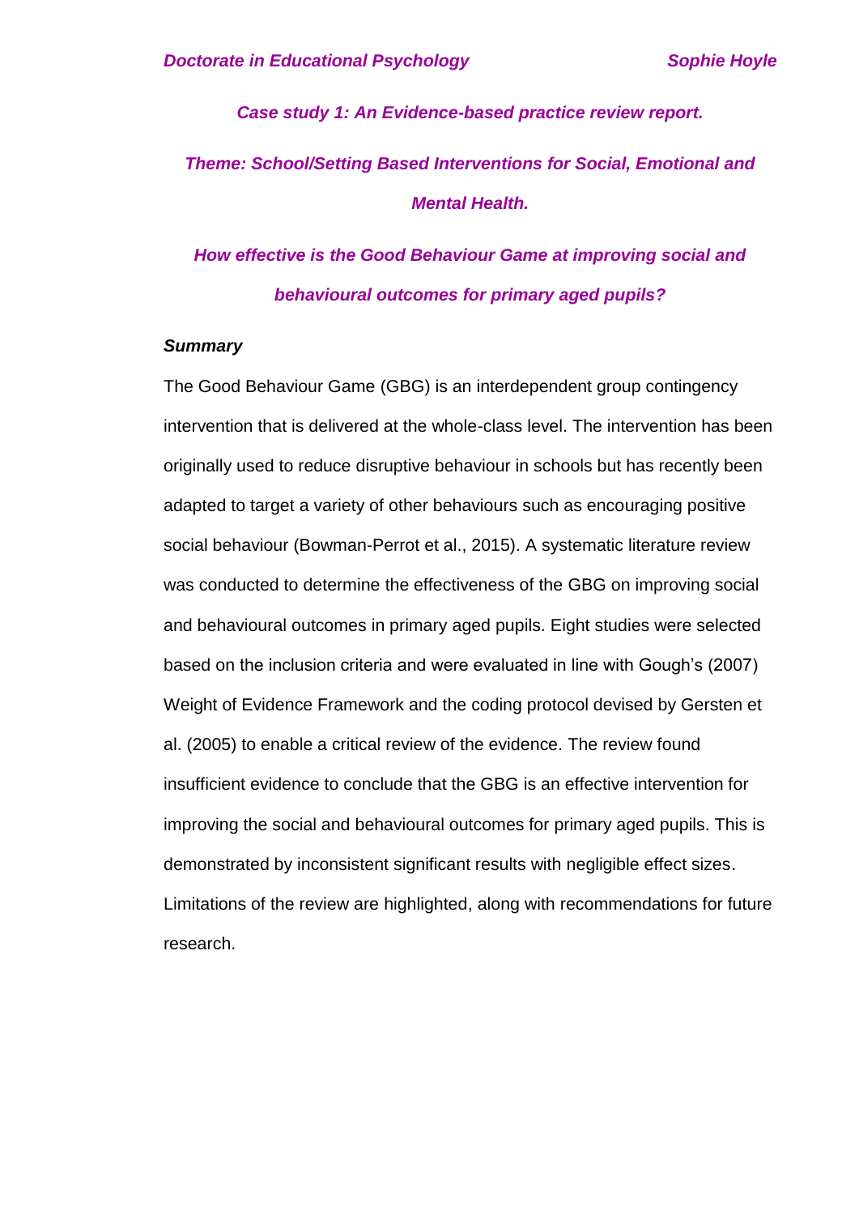*Case study 1: An Evidence-based practice review report.*

# *Theme: School/Setting Based Interventions for Social, Emotional and Mental Health.*

# *How effective is the Good Behaviour Game at improving social and behavioural outcomes for primary aged pupils?*

## *Summary*

The Good Behaviour Game (GBG) is an interdependent group contingency intervention that is delivered at the whole-class level. The intervention has been originally used to reduce disruptive behaviour in schools but has recently been adapted to target a variety of other behaviours such as encouraging positive social behaviour (Bowman-Perrot et al., 2015). A systematic literature review was conducted to determine the effectiveness of the GBG on improving social and behavioural outcomes in primary aged pupils. Eight studies were selected based on the inclusion criteria and were evaluated in line with Gough's (2007) Weight of Evidence Framework and the coding protocol devised by Gersten et al. (2005) to enable a critical review of the evidence. The review found insufficient evidence to conclude that the GBG is an effective intervention for improving the social and behavioural outcomes for primary aged pupils. This is demonstrated by inconsistent significant results with negligible effect sizes. Limitations of the review are highlighted, along with recommendations for future research.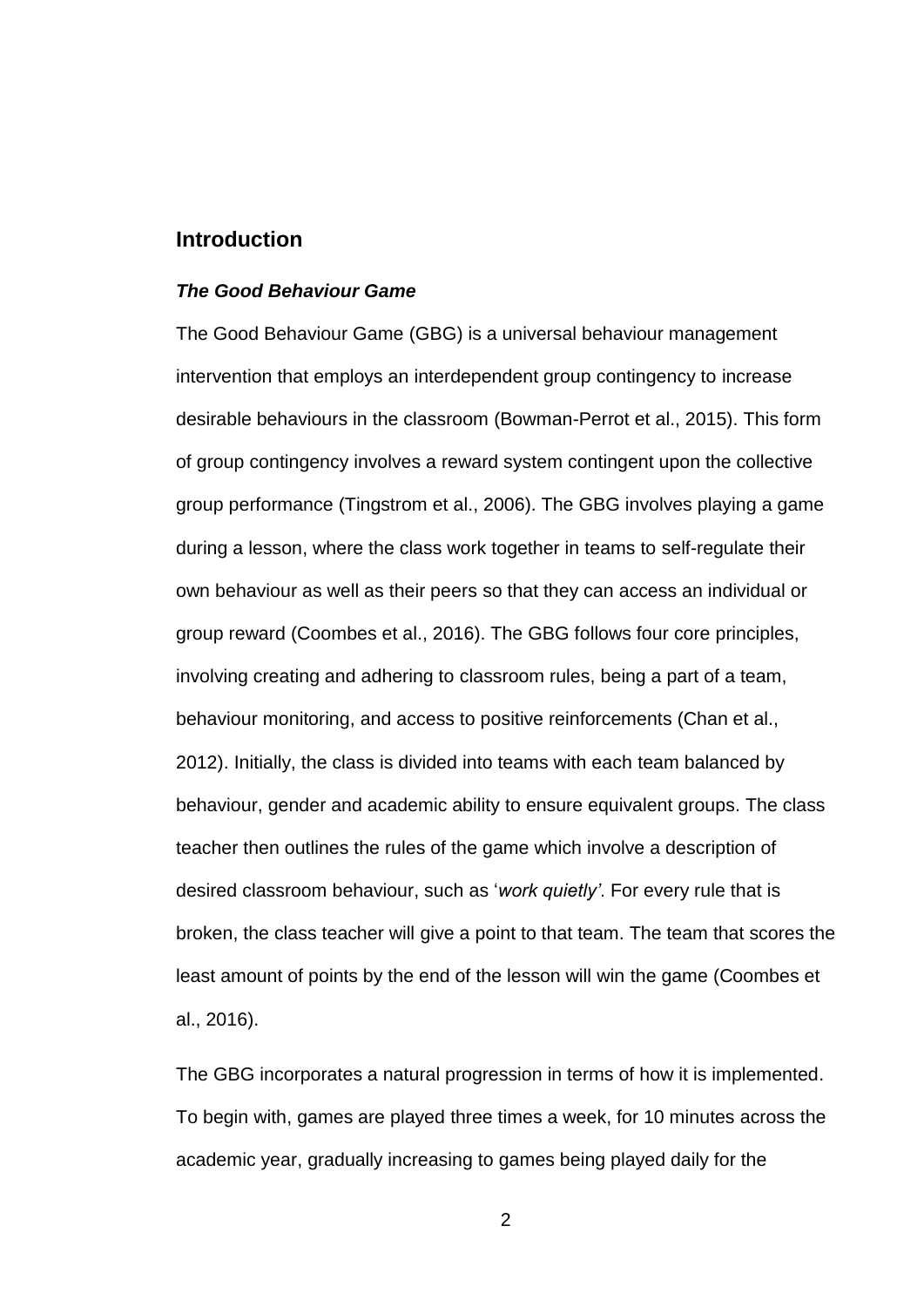## Introduction

### *The Good Behaviour Game*

The Good Behaviour Game (GBG) is a universal behaviour management intervention that employs an interdependent group contingency to increase desirable behaviours in the classroom (Bowman-Perrot et al., 2015). This form of group contingency involves a reward system contingent upon the collective group performance (Tingstrom et al., 2006). The GBG involves playing a game during a lesson, where the class work together in teams to self-regulate their own behaviour as well as their peers so that they can access an individual or group reward (Coombes et al., 2016). The GBG follows four core principles, involving creating and adhering to classroom rules, being a part of a team, behaviour monitoring, and access to positive reinforcements (Chan et al., 2012). Initially, the class is divided into teams with each team balanced by behaviour, gender and academic ability to ensure equivalent groups. The class teacher then outlines the rules of the game which involve a description of desired classroom behaviour, such as '*work quietly'*. For every rule that is broken, the class teacher will give a point to that team. The team that scores the least amount of points by the end of the lesson will win the game (Coombes et al., 2016).

The GBG incorporates a natural progression in terms of how it is implemented. To begin with, games are played three times a week, for 10 minutes across the academic year, gradually increasing to games being played daily for the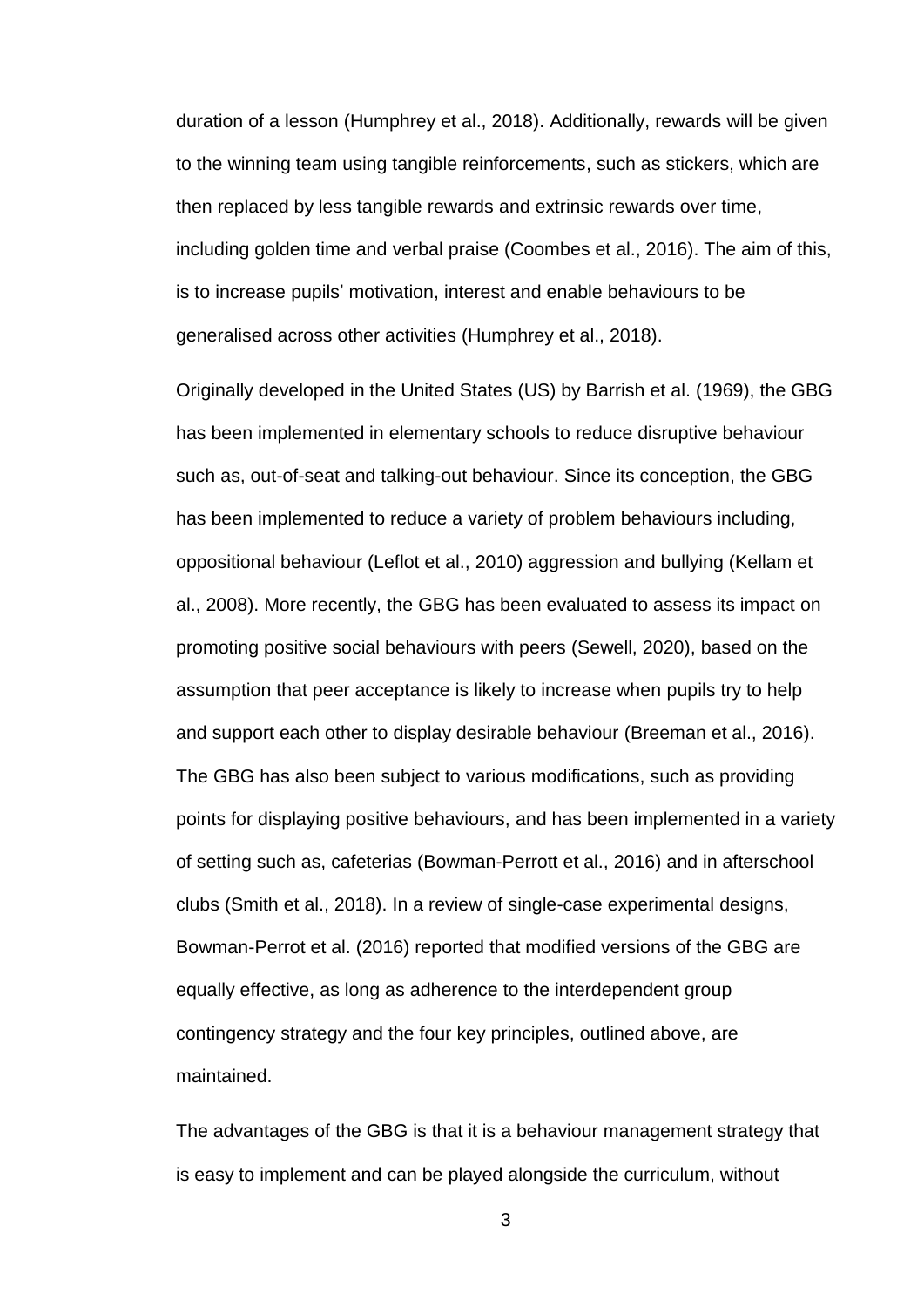duration of a lesson (Humphrey et al., 2018). Additionally, rewards will be given to the winning team using tangible reinforcements, such as stickers, which are then replaced by less tangible rewards and extrinsic rewards over time, including golden time and verbal praise (Coombes et al., 2016). The aim of this, is to increase pupils' motivation, interest and enable behaviours to be generalised across other activities (Humphrey et al., 2018).

Originally developed in the United States (US) by Barrish et al. (1969), the GBG has been implemented in elementary schools to reduce disruptive behaviour such as, out-of-seat and talking-out behaviour. Since its conception, the GBG has been implemented to reduce a variety of problem behaviours including, oppositional behaviour (Leflot et al., 2010) aggression and bullying (Kellam et al., 2008). More recently, the GBG has been evaluated to assess its impact on promoting positive social behaviours with peers (Sewell, 2020), based on the assumption that peer acceptance is likely to increase when pupils try to help and support each other to display desirable behaviour (Breeman et al., 2016). The GBG has also been subject to various modifications, such as providing points for displaying positive behaviours, and has been implemented in a variety of setting such as, cafeterias (Bowman-Perrott et al., 2016) and in afterschool clubs (Smith et al., 2018). In a review of single-case experimental designs, Bowman-Perrot et al. (2016) reported that modified versions of the GBG are equally effective, as long as adherence to the interdependent group contingency strategy and the four key principles, outlined above, are maintained.

The advantages of the GBG is that it is a behaviour management strategy that is easy to implement and can be played alongside the curriculum, without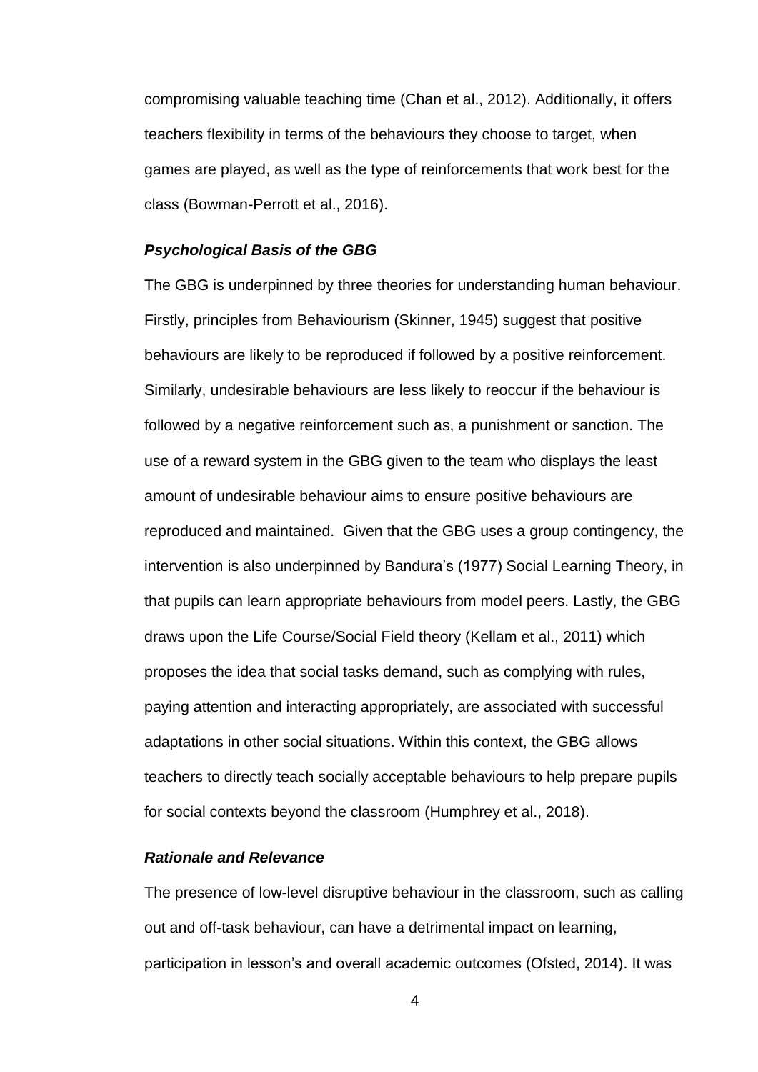compromising valuable teaching time (Chan et al., 2012). Additionally, it offers teachers flexibility in terms of the behaviours they choose to target, when games are played, as well as the type of reinforcements that work best for the class (Bowman-Perrott et al., 2016).

### *Psychological Basis of the GBG*

The GBG is underpinned by three theories for understanding human behaviour. Firstly, principles from Behaviourism (Skinner, 1945) suggest that positive behaviours are likely to be reproduced if followed by a positive reinforcement. Similarly, undesirable behaviours are less likely to reoccur if the behaviour is followed by a negative reinforcement such as, a punishment or sanction. The use of a reward system in the GBG given to the team who displays the least amount of undesirable behaviour aims to ensure positive behaviours are reproduced and maintained. Given that the GBG uses a group contingency, the intervention is also underpinned by Bandura's (1977) Social Learning Theory, in that pupils can learn appropriate behaviours from model peers. Lastly, the GBG draws upon the Life Course/Social Field theory (Kellam et al., 2011) which proposes the idea that social tasks demand, such as complying with rules, paying attention and interacting appropriately, are associated with successful adaptations in other social situations. Within this context, the GBG allows teachers to directly teach socially acceptable behaviours to help prepare pupils for social contexts beyond the classroom (Humphrey et al., 2018).

### *Rationale and Relevance*

The presence of low-level disruptive behaviour in the classroom, such as calling out and off-task behaviour, can have a detrimental impact on learning, participation in lesson's and overall academic outcomes (Ofsted, 2014). It was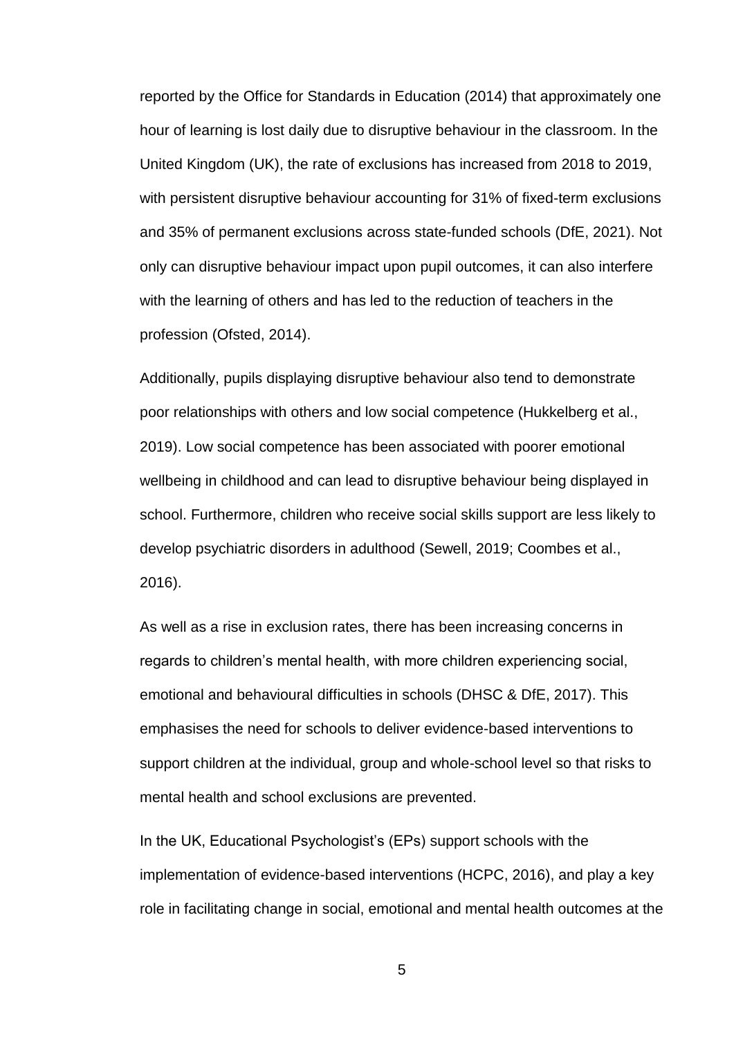reported by the Office for Standards in Education (2014) that approximately one hour of learning is lost daily due to disruptive behaviour in the classroom. In the United Kingdom (UK), the rate of exclusions has increased from 2018 to 2019, with persistent disruptive behaviour accounting for 31% of fixed-term exclusions and 35% of permanent exclusions across state-funded schools (DfE, 2021). Not only can disruptive behaviour impact upon pupil outcomes, it can also interfere with the learning of others and has led to the reduction of teachers in the profession (Ofsted, 2014).

Additionally, pupils displaying disruptive behaviour also tend to demonstrate poor relationships with others and low social competence (Hukkelberg et al., 2019). Low social competence has been associated with poorer emotional wellbeing in childhood and can lead to disruptive behaviour being displayed in school. Furthermore, children who receive social skills support are less likely to develop psychiatric disorders in adulthood (Sewell, 2019; Coombes et al., 2016).

As well as a rise in exclusion rates, there has been increasing concerns in regards to children's mental health, with more children experiencing social, emotional and behavioural difficulties in schools (DHSC & DfE, 2017). This emphasises the need for schools to deliver evidence-based interventions to support children at the individual, group and whole-school level so that risks to mental health and school exclusions are prevented.

In the UK, Educational Psychologist's (EPs) support schools with the implementation of evidence-based interventions (HCPC, 2016), and play a key role in facilitating change in social, emotional and mental health outcomes at the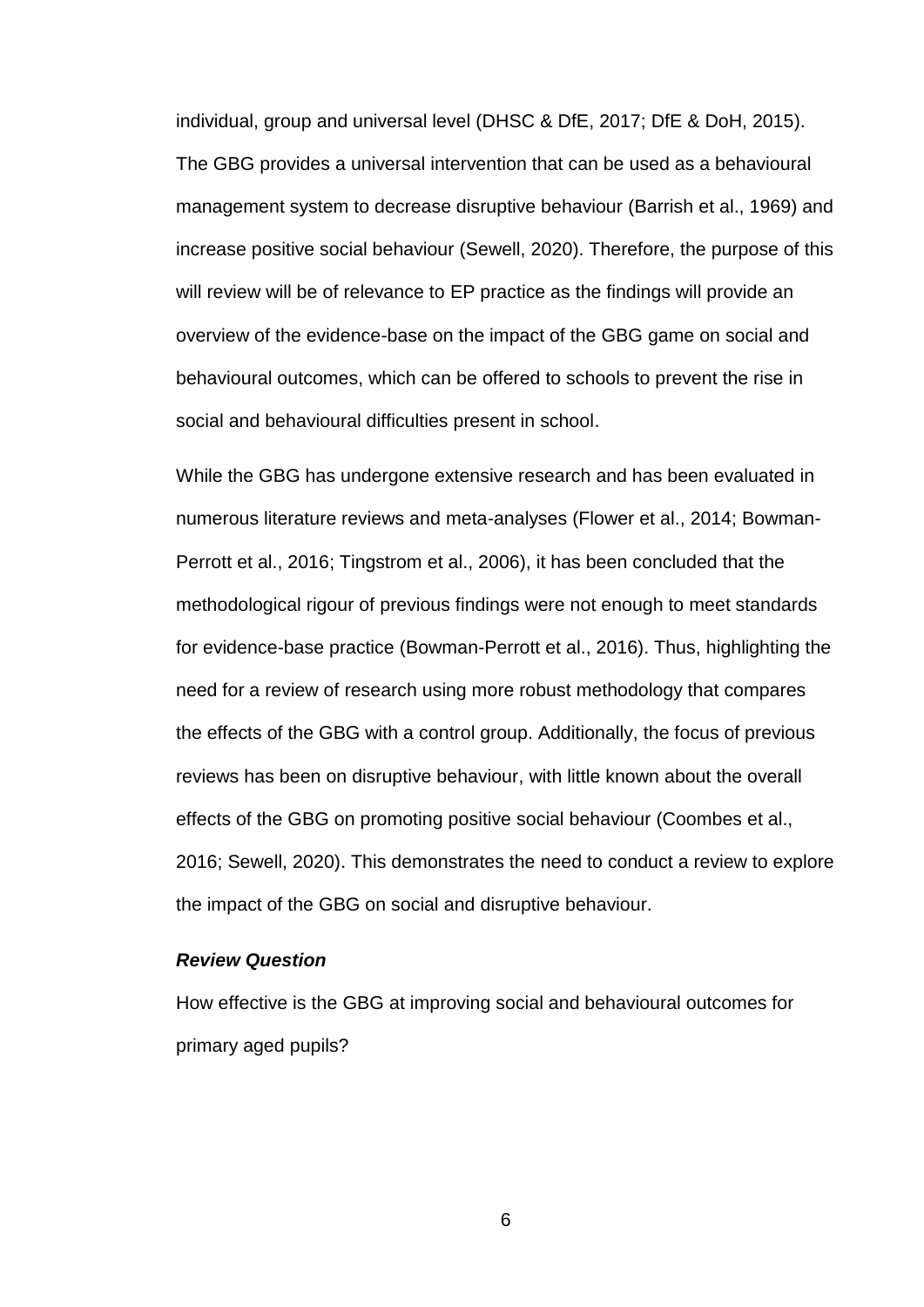individual, group and universal level (DHSC & DfE, 2017; DfE & DoH, 2015). The GBG provides a universal intervention that can be used as a behavioural management system to decrease disruptive behaviour (Barrish et al., 1969) and increase positive social behaviour (Sewell, 2020). Therefore, the purpose of this will review will be of relevance to EP practice as the findings will provide an overview of the evidence-base on the impact of the GBG game on social and behavioural outcomes, which can be offered to schools to prevent the rise in social and behavioural difficulties present in school.

While the GBG has undergone extensive research and has been evaluated in numerous literature reviews and meta-analyses (Flower et al., 2014; Bowman-Perrott et al., 2016; Tingstrom et al., 2006), it has been concluded that the methodological rigour of previous findings were not enough to meet standards for evidence-base practice (Bowman-Perrott et al., 2016). Thus, highlighting the need for a review of research using more robust methodology that compares the effects of the GBG with a control group. Additionally, the focus of previous reviews has been on disruptive behaviour, with little known about the overall effects of the GBG on promoting positive social behaviour (Coombes et al., 2016; Sewell, 2020). This demonstrates the need to conduct a review to explore the impact of the GBG on social and disruptive behaviour.

### ***Review Question***

How effective is the GBG at improving social and behavioural outcomes for primary aged pupils?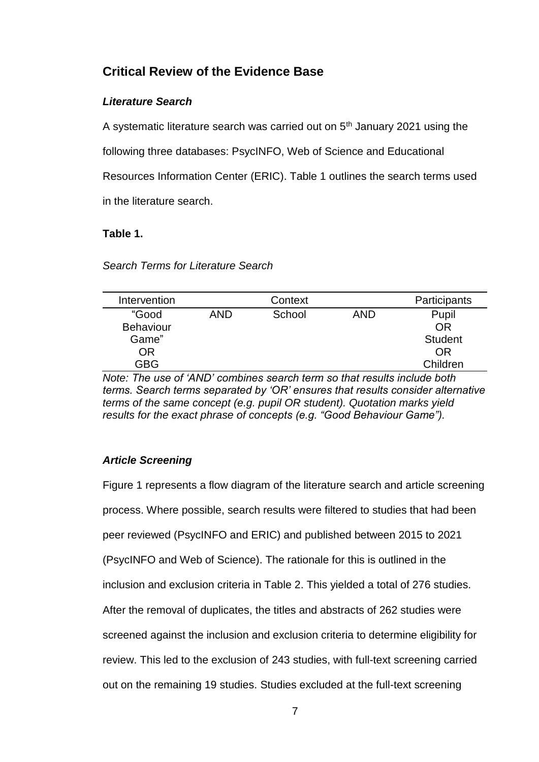## Critical Review of the Evidence Base

### *Literature Search*

A systematic literature search was carried out on 5th January 2021 using the following three databases: PsycINFO, Web of Science and Educational Resources Information Center (ERIC). Table 1 outlines the search terms used in the literature search.

**Table 1.**

*Search Terms for Literature Search*

| Intervention | | Context | | Participants |
|---|---|---|---|---|
| "Good Behaviour Game" OR GBG | AND | School | AND | Pupil OR Student OR Children |

*Note: The use of 'AND' combines search term so that results include both terms. Search terms separated by 'OR' ensures that results consider alternative terms of the same concept (e.g. pupil OR student). Quotation marks yield results for the exact phrase of concepts (e.g. "Good Behaviour Game").*

### *Article Screening*

Figure 1 represents a flow diagram of the literature search and article screening process. Where possible, search results were filtered to studies that had been peer reviewed (PsycINFO and ERIC) and published between 2015 to 2021 (PsycINFO and Web of Science). The rationale for this is outlined in the inclusion and exclusion criteria in Table 2. This yielded a total of 276 studies. After the removal of duplicates, the titles and abstracts of 262 studies were screened against the inclusion and exclusion criteria to determine eligibility for review. This led to the exclusion of 243 studies, with full-text screening carried out on the remaining 19 studies. Studies excluded at the full-text screening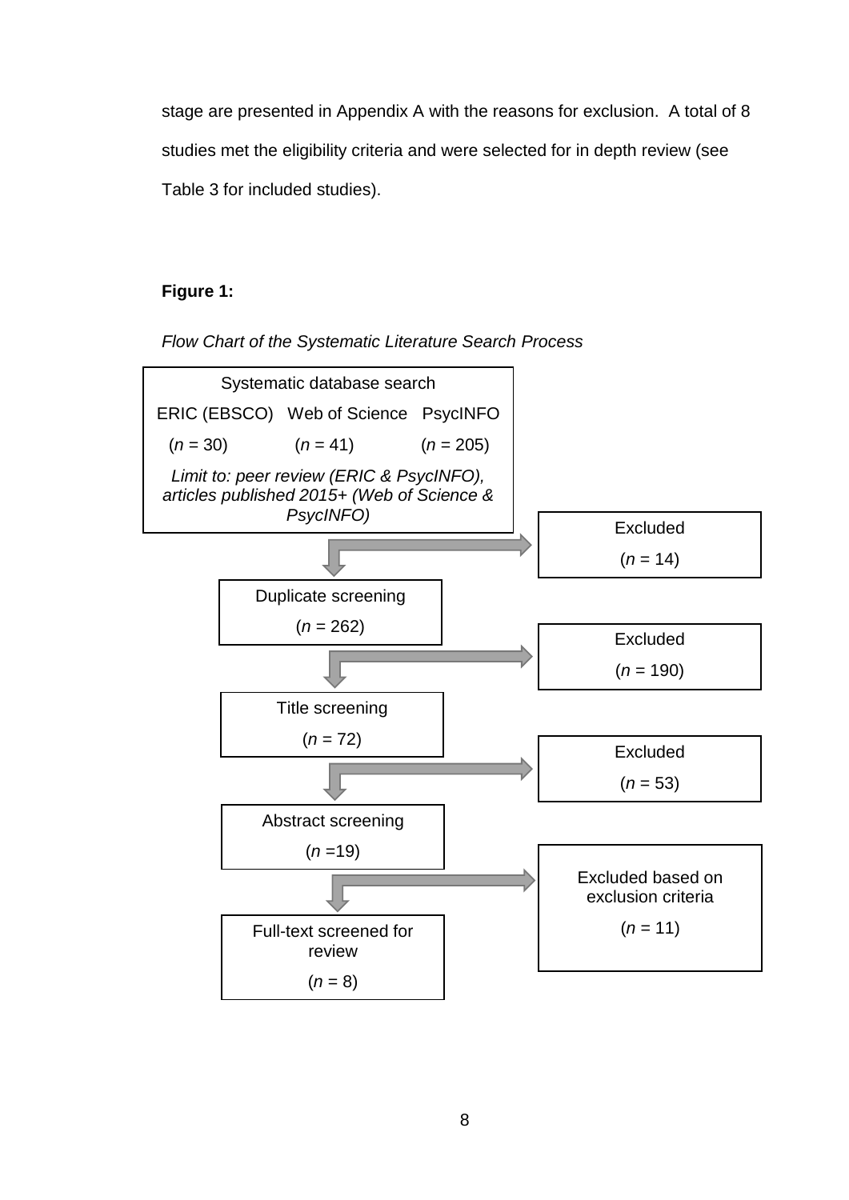stage are presented in Appendix A with the reasons for exclusion. A total of 8 studies met the eligibility criteria and were selected for in depth review (see Table 3 for included studies).

**Figure 1:**

*Flow Chart of the Systematic Literature Search Process*

Systematic database search

ERIC (EBSCO) Web of Science PsycINFO

($n$ = 30) ($n$ = 41) ($n$ = 205)

*Limit to: peer review (ERIC & PsycINFO), articles published 2015+ (Web of Science & PsycINFO)*

Excluded

($n$ = 14)

Duplicate screening

($n$ = 262)

Excluded

($n$ = 190)

Title screening

($n$ = 72)

Excluded

($n$ = 53)

Abstract screening

($n$ =19)

Excluded based on exclusion criteria

($n$ = 11)

Full-text screened for review

($n$ = 8)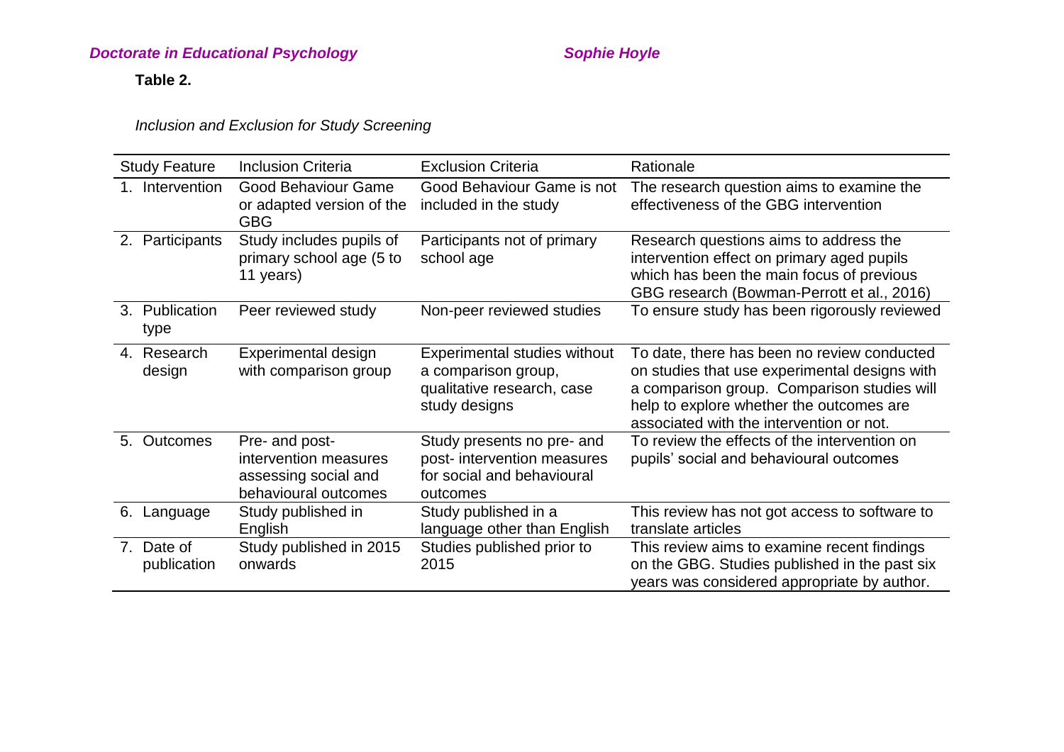**Table 2.**

*Inclusion and Exclusion for Study Screening*

| Study Feature | Inclusion Criteria | Exclusion Criteria | Rationale |
|---|---|---|---|
| 1. Intervention | Good Behaviour Game or adapted version of the GBG | Good Behaviour Game is not included in the study | The research question aims to examine the effectiveness of the GBG intervention |
| 2. Participants | Study includes pupils of primary school age (5 to 11 years) | Participants not of primary school age | Research questions aims to address the intervention effect on primary aged pupils which has been the main focus of previous GBG research (Bowman-Perrott et al., 2016) |
| 3. Publication type | Peer reviewed study | Non-peer reviewed studies | To ensure study has been rigorously reviewed |
| 4. Research design | Experimental design with comparison group | Experimental studies without a comparison group, qualitative research, case study designs | To date, there has been no review conducted on studies that use experimental designs with a comparison group. Comparison studies will help to explore whether the outcomes are associated with the intervention or not. |
| 5. Outcomes | Pre- and post-intervention measures assessing social and behavioural outcomes | Study presents no pre- and post- intervention measures for social and behavioural outcomes | To review the effects of the intervention on pupils' social and behavioural outcomes |
| 6. Language | Study published in English | Study published in a language other than English | This review has not got access to software to translate articles |
| 7. Date of publication | Study published in 2015 onwards | Studies published prior to 2015 | This review aims to examine recent findings on the GBG. Studies published in the past six years was considered appropriate by author. |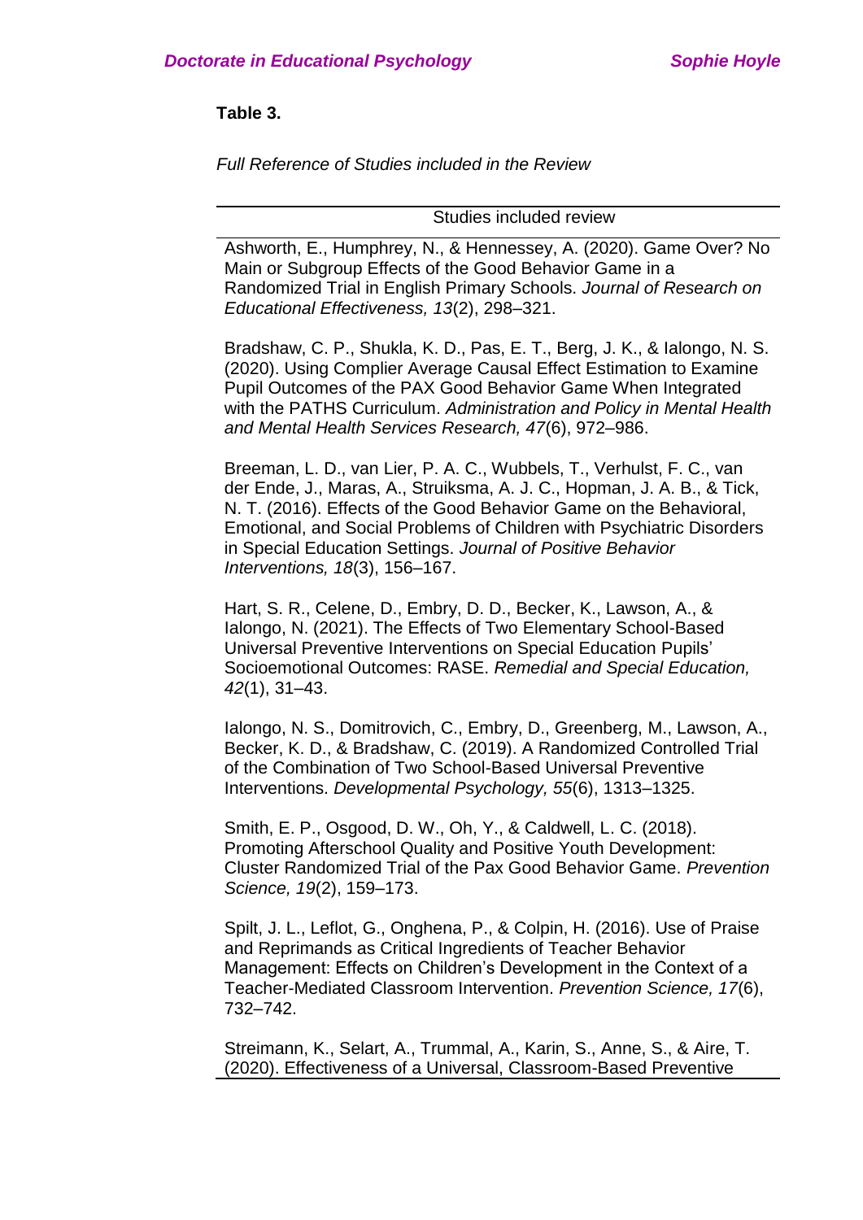**Table 3.**

*Full Reference of Studies included in the Review*

| Studies included review |
|---|
| Ashworth, E., Humphrey, N., & Hennessey, A. (2020). Game Over? No Main or Subgroup Effects of the Good Behavior Game in a Randomized Trial in English Primary Schools. *Journal of Research on Educational Effectiveness, 13*(2), 298–321. |
| Bradshaw, C. P., Shukla, K. D., Pas, E. T., Berg, J. K., & Ialongo, N. S. (2020). Using Complier Average Causal Effect Estimation to Examine Pupil Outcomes of the PAX Good Behavior Game When Integrated with the PATHS Curriculum. *Administration and Policy in Mental Health and Mental Health Services Research, 47*(6), 972–986. |
| Breeman, L. D., van Lier, P. A. C., Wubbels, T., Verhulst, F. C., van der Ende, J., Maras, A., Struiksma, A. J. C., Hopman, J. A. B., & Tick, N. T. (2016). Effects of the Good Behavior Game on the Behavioral, Emotional, and Social Problems of Children with Psychiatric Disorders in Special Education Settings. *Journal of Positive Behavior Interventions, 18*(3), 156–167. |
| Hart, S. R., Celene, D., Embry, D. D., Becker, K., Lawson, A., & Ialongo, N. (2021). The Effects of Two Elementary School-Based Universal Preventive Interventions on Special Education Pupils' Socioemotional Outcomes: RASE. *Remedial and Special Education, 42*(1), 31–43. |
| Ialongo, N. S., Domitrovich, C., Embry, D., Greenberg, M., Lawson, A., Becker, K. D., & Bradshaw, C. (2019). A Randomized Controlled Trial of the Combination of Two School-Based Universal Preventive Interventions. *Developmental Psychology, 55*(6), 1313–1325. |
| Smith, E. P., Osgood, D. W., Oh, Y., & Caldwell, L. C. (2018). Promoting Afterschool Quality and Positive Youth Development: Cluster Randomized Trial of the Pax Good Behavior Game. *Prevention Science, 19*(2), 159–173. |
| Spilt, J. L., Leflot, G., Onghena, P., & Colpin, H. (2016). Use of Praise and Reprimands as Critical Ingredients of Teacher Behavior Management: Effects on Children's Development in the Context of a Teacher-Mediated Classroom Intervention. *Prevention Science, 17*(6), 732–742. |
| Streimann, K., Selart, A., Trummal, A., Karin, S., Anne, S., & Aire, T. (2020). Effectiveness of a Universal, Classroom-Based Preventive |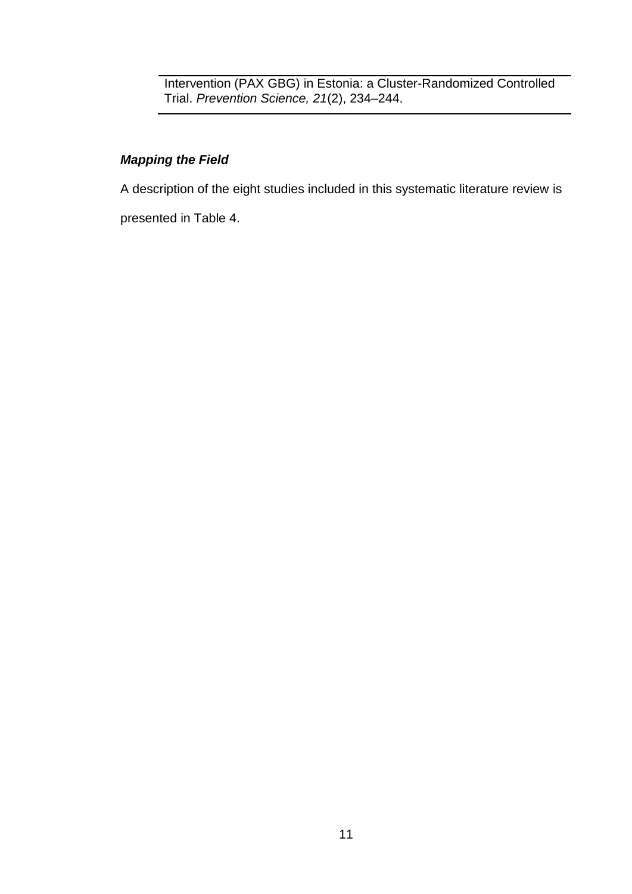| Intervention (PAX GBG) in Estonia: a Cluster-Randomized Controlled Trial. *Prevention Science, 21*(2), 234–244. |
|---|

### ***Mapping the Field***

A description of the eight studies included in this systematic literature review is presented in Table 4.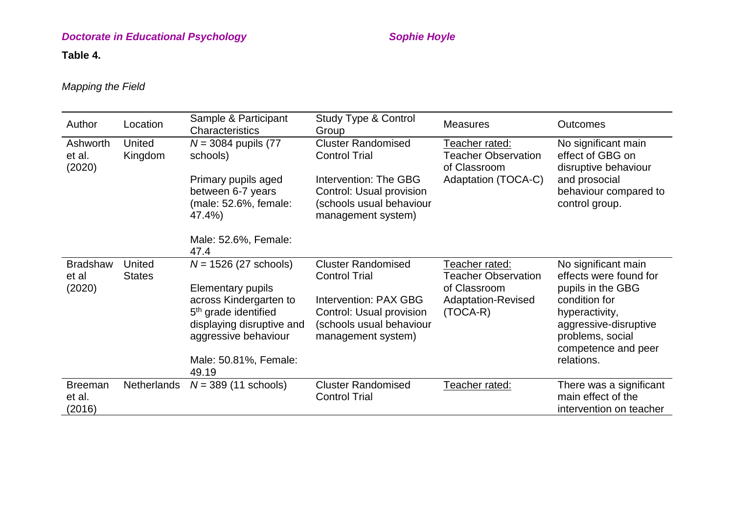**Table 4.**

*Mapping the Field*

| Author | Location | Sample & Participant Characteristics | Study Type & Control Group | Measures | Outcomes |
|---|---|---|---|---|---|
| Ashworth et al. (2020) | United Kingdom | *N* = 3084 pupils (77 schools)<br><br>Primary pupils aged between 6-7 years (male: 52.6%, female: 47.4%)<br><br>Male: 52.6%, Female: 47.4 | Cluster Randomised Control Trial<br><br>Intervention: The GBG<br>Control: Usual provision (schools usual behaviour management system) | Teacher rated:<br>Teacher Observation of Classroom Adaptation (TOCA-C) | No significant main effect of GBG on disruptive behaviour and prosocial behaviour compared to control group. |
| Bradshaw et al (2020) | United States | *N* = 1526 (27 schools)<br><br>Elementary pupils across Kindergarten to 5th grade identified displaying disruptive and aggressive behaviour<br><br>Male: 50.81%, Female: 49.19 | Cluster Randomised Control Trial<br><br>Intervention: PAX GBG<br>Control: Usual provision (schools usual behaviour management system) | Teacher rated:<br>Teacher Observation of Classroom Adaptation-Revised (TOCA-R) | No significant main effects were found for pupils in the GBG condition for hyperactivity, aggressive-disruptive problems, social competence and peer relations. |
| Breeman et al. (2016) | Netherlands | *N* = 389 (11 schools) | Cluster Randomised Control Trial | Teacher rated: | There was a significant main effect of the intervention on teacher |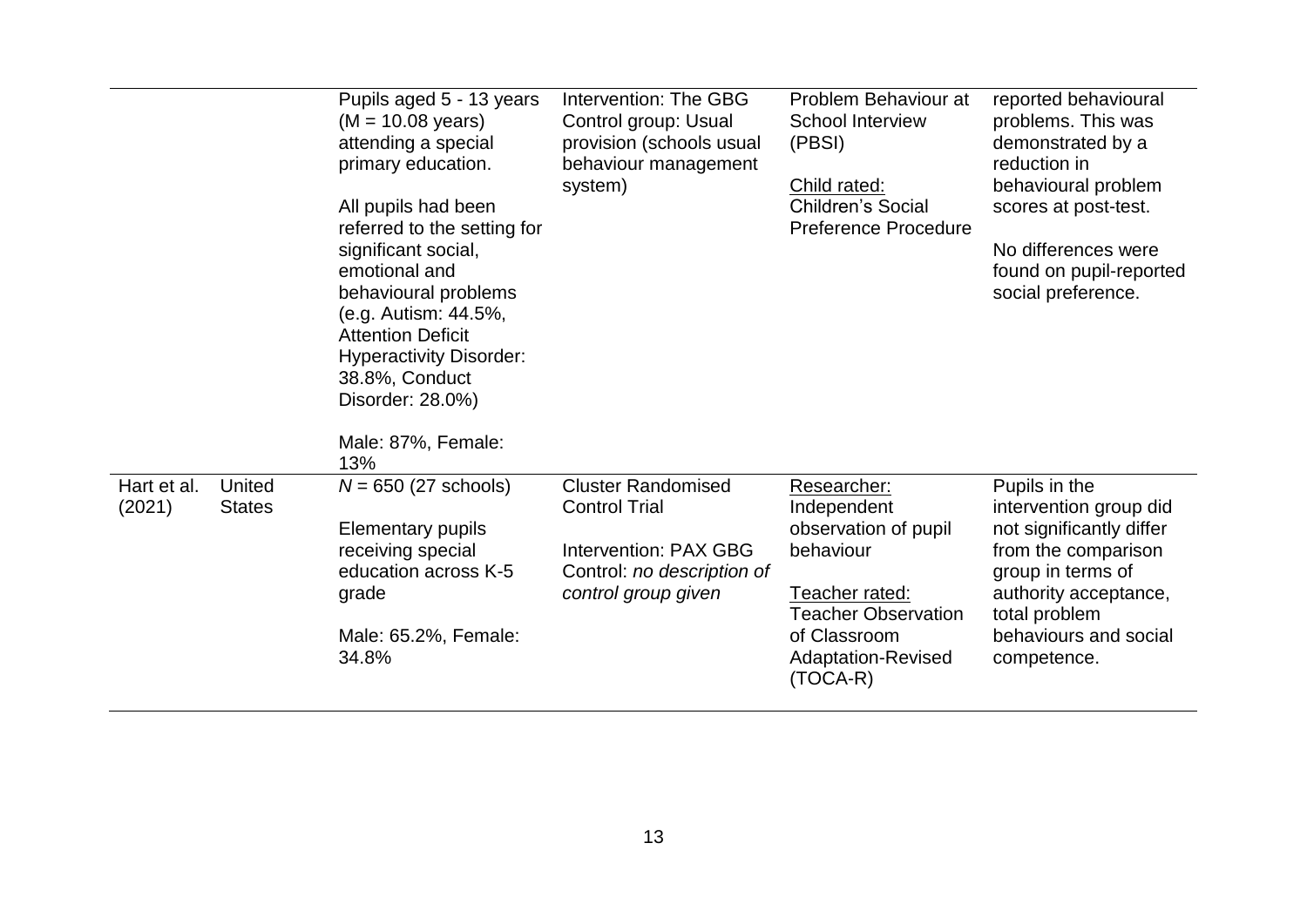| | | | | | |
|---|---|---|---|---|---|
| | | Pupils aged 5 - 13 years (M = 10.08 years) attending a special primary education.<br><br>All pupils had been referred to the setting for significant social, emotional and behavioural problems (e.g. Autism: 44.5%, Attention Deficit Hyperactivity Disorder: 38.8%, Conduct Disorder: 28.0%)<br><br>Male: 87%, Female: 13% | Intervention: The GBG<br>Control group: Usual provision (schools usual behaviour management system) | Problem Behaviour at School Interview (PBSI)<br><br><u>Child rated:</u><br>Children's Social Preference Procedure | reported behavioural problems. This was demonstrated by a reduction in behavioural problem scores at post-test.<br><br>No differences were found on pupil-reported social preference. |
| Hart et al. (2021) | United States | *N* = 650 (27 schools)<br><br>Elementary pupils receiving special education across K-5 grade<br><br>Male: 65.2%, Female: 34.8% | Cluster Randomised Control Trial<br><br>Intervention: PAX GBG<br>Control: *no description of control group given* | <u>Researcher:</u><br>Independent observation of pupil behaviour<br><br><u>Teacher rated:</u><br>Teacher Observation of Classroom Adaptation-Revised (TOCA-R) | Pupils in the intervention group did not significantly differ from the comparison group in terms of authority acceptance, total problem behaviours and social competence. |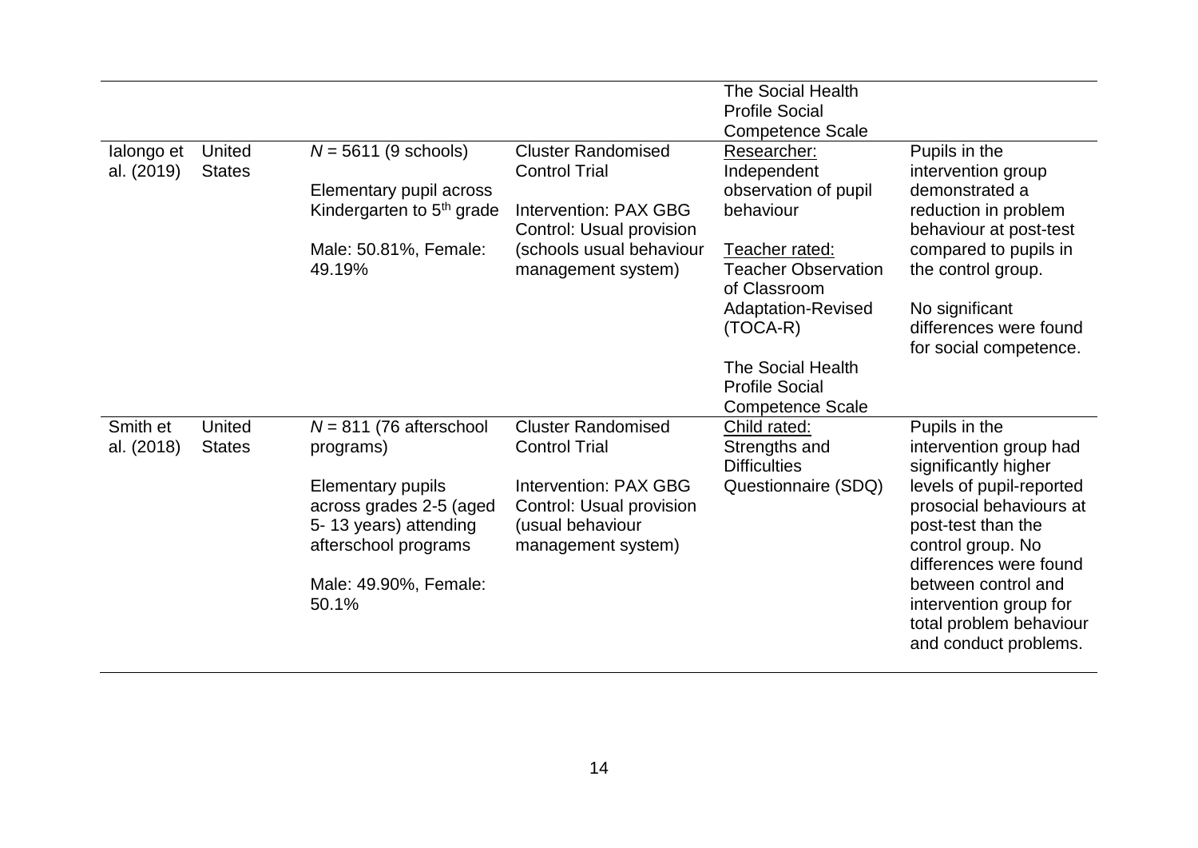| | | | | | |
|---|---|---|---|---|---|
| | | | | The Social Health Profile Social Competence Scale | |
| Ialongo et al. (2019) | United States | *N* = 5611 (9 schools)<br><br>Elementary pupil across Kindergarten to 5th grade<br><br>Male: 50.81%, Female: 49.19% | Cluster Randomised Control Trial<br><br>Intervention: PAX GBG<br>Control: Usual provision (schools usual behaviour management system) | Researcher:<br>Independent observation of pupil behaviour<br><br>Teacher rated:<br>Teacher Observation of Classroom Adaptation-Revised (TOCA-R)<br><br>The Social Health Profile Social Competence Scale | Pupils in the intervention group demonstrated a reduction in problem behaviour at post-test compared to pupils in the control group.<br><br>No significant differences were found for social competence. |
| Smith et al. (2018) | United States | *N* = 811 (76 afterschool programs)<br><br>Elementary pupils across grades 2-5 (aged 5- 13 years) attending afterschool programs<br><br>Male: 49.90%, Female: 50.1% | Cluster Randomised Control Trial<br><br>Intervention: PAX GBG<br>Control: Usual provision (usual behaviour management system) | Child rated:<br>Strengths and Difficulties Questionnaire (SDQ) | Pupils in the intervention group had significantly higher levels of pupil-reported prosocial behaviours at post-test than the control group. No differences were found between control and intervention group for total problem behaviour and conduct problems. |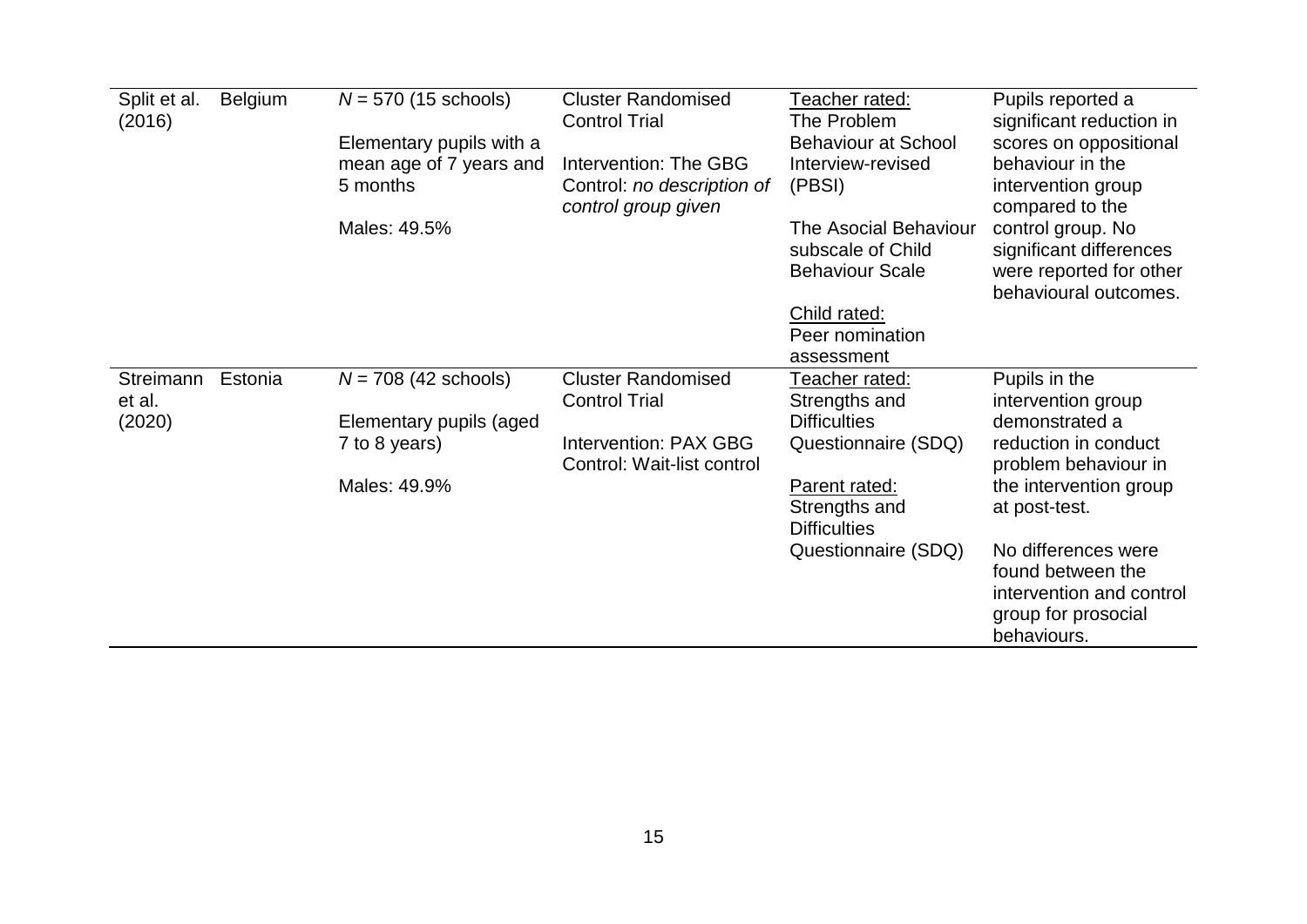| | | | | | |
|---|---|---|---|---|---|
| Split et al. (2016) | Belgium | $N$ = 570 (15 schools)<br><br>Elementary pupils with a mean age of 7 years and 5 months<br><br>Males: 49.5% | Cluster Randomised Control Trial<br><br>Intervention: The GBG<br>Control: *no description of control group given* | Teacher rated:<br>The Problem Behaviour at School Interview-revised (PBSI)<br><br>The Asocial Behaviour subscale of Child Behaviour Scale<br><br>Child rated:<br>Peer nomination assessment | Pupils reported a significant reduction in scores on oppositional behaviour in the intervention group compared to the control group. No significant differences were reported for other behavioural outcomes. |
| Streimann et al. (2020) | Estonia | $N$ = 708 (42 schools)<br><br>Elementary pupils (aged 7 to 8 years)<br><br>Males: 49.9% | Cluster Randomised Control Trial<br><br>Intervention: PAX GBG<br>Control: Wait-list control | Teacher rated:<br>Strengths and Difficulties Questionnaire (SDQ)<br><br>Parent rated:<br>Strengths and Difficulties Questionnaire (SDQ) | Pupils in the intervention group demonstrated a reduction in conduct problem behaviour in the intervention group at post-test.<br><br>No differences were found between the intervention and control group for prosocial behaviours. |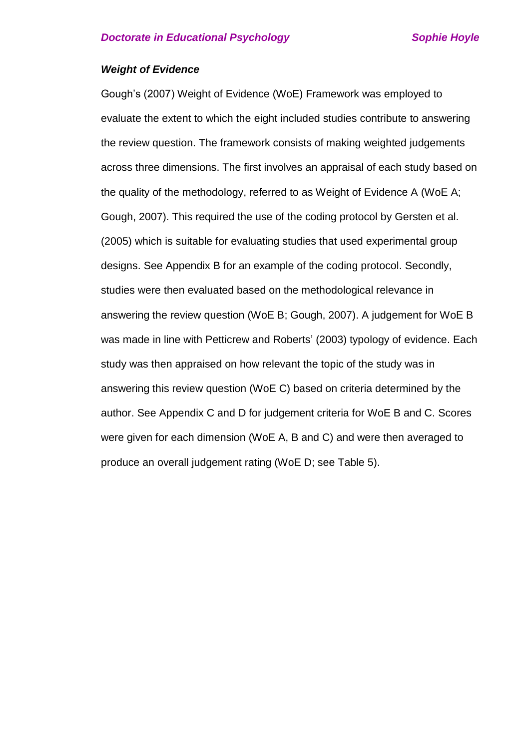### *Weight of Evidence*

Gough's (2007) Weight of Evidence (WoE) Framework was employed to evaluate the extent to which the eight included studies contribute to answering the review question. The framework consists of making weighted judgements across three dimensions. The first involves an appraisal of each study based on the quality of the methodology, referred to as Weight of Evidence A (WoE A; Gough, 2007). This required the use of the coding protocol by Gersten et al. (2005) which is suitable for evaluating studies that used experimental group designs. See Appendix B for an example of the coding protocol. Secondly, studies were then evaluated based on the methodological relevance in answering the review question (WoE B; Gough, 2007). A judgement for WoE B was made in line with Petticrew and Roberts' (2003) typology of evidence. Each study was then appraised on how relevant the topic of the study was in answering this review question (WoE C) based on criteria determined by the author. See Appendix C and D for judgement criteria for WoE B and C. Scores were given for each dimension (WoE A, B and C) and were then averaged to produce an overall judgement rating (WoE D; see Table 5).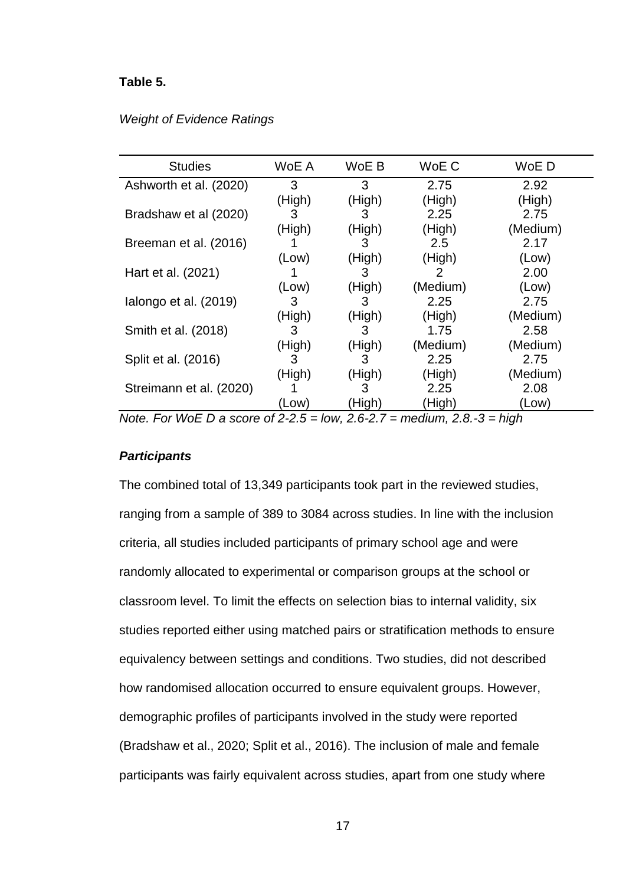**Table 5.**

*Weight of Evidence Ratings*

| Studies | WoE A | WoE B | WoE C | WoE D |
|---|---|---|---|---|
| Ashworth et al. (2020) | 3 (High) | 3 (High) | 2.75 (High) | 2.92 (High) |
| Bradshaw et al (2020) | 3 (High) | 3 (High) | 2.25 (High) | 2.75 (Medium) |
| Breeman et al. (2016) | 1 (Low) | 3 (High) | 2.5 (High) | 2.17 (Low) |
| Hart et al. (2021) | 1 (Low) | 3 (High) | 2 (Medium) | 2.00 (Low) |
| Ialongo et al. (2019) | 3 (High) | 3 (High) | 2.25 (High) | 2.75 (Medium) |
| Smith et al. (2018) | 3 (High) | 3 (High) | 1.75 (Medium) | 2.58 (Medium) |
| Split et al. (2016) | 3 (High) | 3 (High) | 2.25 (High) | 2.75 (Medium) |
| Streimann et al. (2020) | 1 (Low) | 3 (High) | 2.25 (High) | 2.08 (Low) |

*Note. For WoE D a score of 2-2.5 = low, 2.6-2.7 = medium, 2.8.-3 = high*

***Participants***

The combined total of 13,349 participants took part in the reviewed studies, ranging from a sample of 389 to 3084 across studies. In line with the inclusion criteria, all studies included participants of primary school age and were randomly allocated to experimental or comparison groups at the school or classroom level. To limit the effects on selection bias to internal validity, six studies reported either using matched pairs or stratification methods to ensure equivalency between settings and conditions. Two studies, did not described how randomised allocation occurred to ensure equivalent groups. However, demographic profiles of participants involved in the study were reported (Bradshaw et al., 2020; Split et al., 2016). The inclusion of male and female participants was fairly equivalent across studies, apart from one study where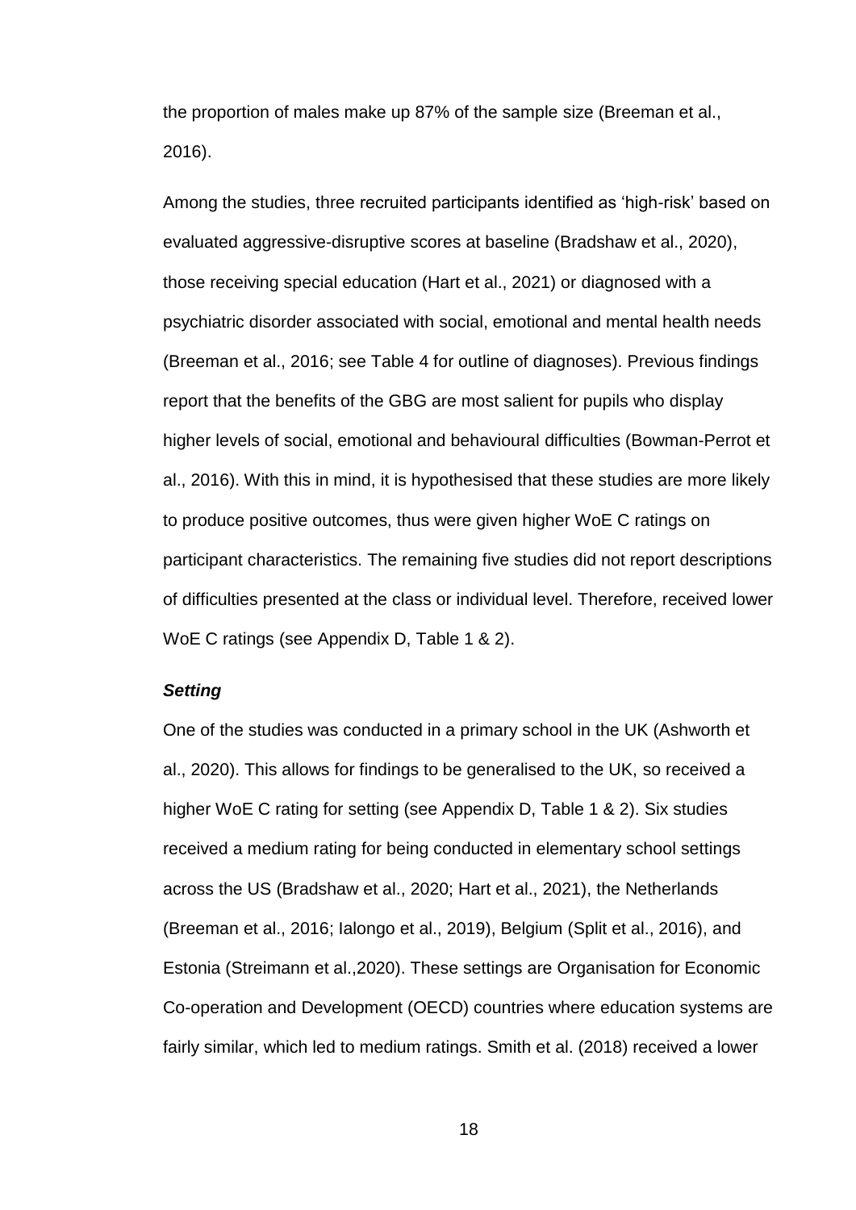the proportion of males make up 87% of the sample size (Breeman et al., 2016).

Among the studies, three recruited participants identified as 'high-risk' based on evaluated aggressive-disruptive scores at baseline (Bradshaw et al., 2020), those receiving special education (Hart et al., 2021) or diagnosed with a psychiatric disorder associated with social, emotional and mental health needs (Breeman et al., 2016; see Table 4 for outline of diagnoses). Previous findings report that the benefits of the GBG are most salient for pupils who display higher levels of social, emotional and behavioural difficulties (Bowman-Perrot et al., 2016). With this in mind, it is hypothesised that these studies are more likely to produce positive outcomes, thus were given higher WoE C ratings on participant characteristics. The remaining five studies did not report descriptions of difficulties presented at the class or individual level. Therefore, received lower WoE C ratings (see Appendix D, Table 1 & 2).

### *Setting*

One of the studies was conducted in a primary school in the UK (Ashworth et al., 2020). This allows for findings to be generalised to the UK, so received a higher WoE C rating for setting (see Appendix D, Table 1 & 2). Six studies received a medium rating for being conducted in elementary school settings across the US (Bradshaw et al., 2020; Hart et al., 2021), the Netherlands (Breeman et al., 2016; Ialongo et al., 2019), Belgium (Split et al., 2016), and Estonia (Streimann et al.,2020). These settings are Organisation for Economic Co-operation and Development (OECD) countries where education systems are fairly similar, which led to medium ratings. Smith et al. (2018) received a lower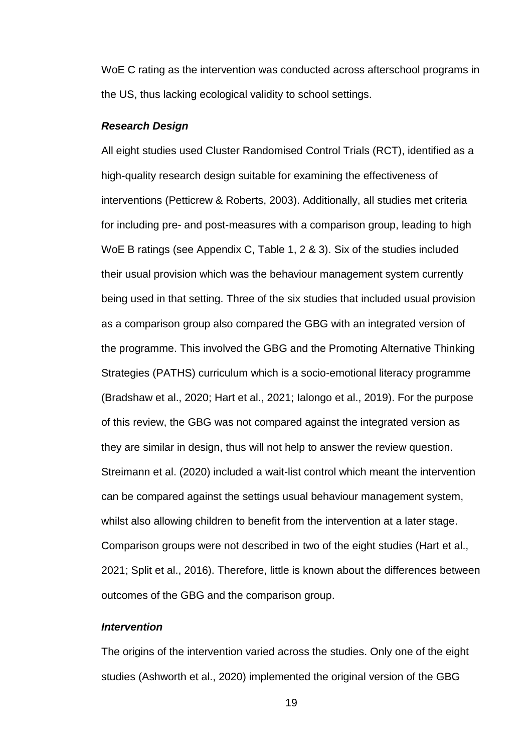WoE C rating as the intervention was conducted across afterschool programs in the US, thus lacking ecological validity to school settings.

### *Research Design*

All eight studies used Cluster Randomised Control Trials (RCT), identified as a high-quality research design suitable for examining the effectiveness of interventions (Petticrew & Roberts, 2003). Additionally, all studies met criteria for including pre- and post-measures with a comparison group, leading to high WoE B ratings (see Appendix C, Table 1, 2 & 3). Six of the studies included their usual provision which was the behaviour management system currently being used in that setting. Three of the six studies that included usual provision as a comparison group also compared the GBG with an integrated version of the programme. This involved the GBG and the Promoting Alternative Thinking Strategies (PATHS) curriculum which is a socio-emotional literacy programme (Bradshaw et al., 2020; Hart et al., 2021; Ialongo et al., 2019). For the purpose of this review, the GBG was not compared against the integrated version as they are similar in design, thus will not help to answer the review question. Streimann et al. (2020) included a wait-list control which meant the intervention can be compared against the settings usual behaviour management system, whilst also allowing children to benefit from the intervention at a later stage. Comparison groups were not described in two of the eight studies (Hart et al., 2021; Split et al., 2016). Therefore, little is known about the differences between outcomes of the GBG and the comparison group.

### *Intervention*

The origins of the intervention varied across the studies. Only one of the eight studies (Ashworth et al., 2020) implemented the original version of the GBG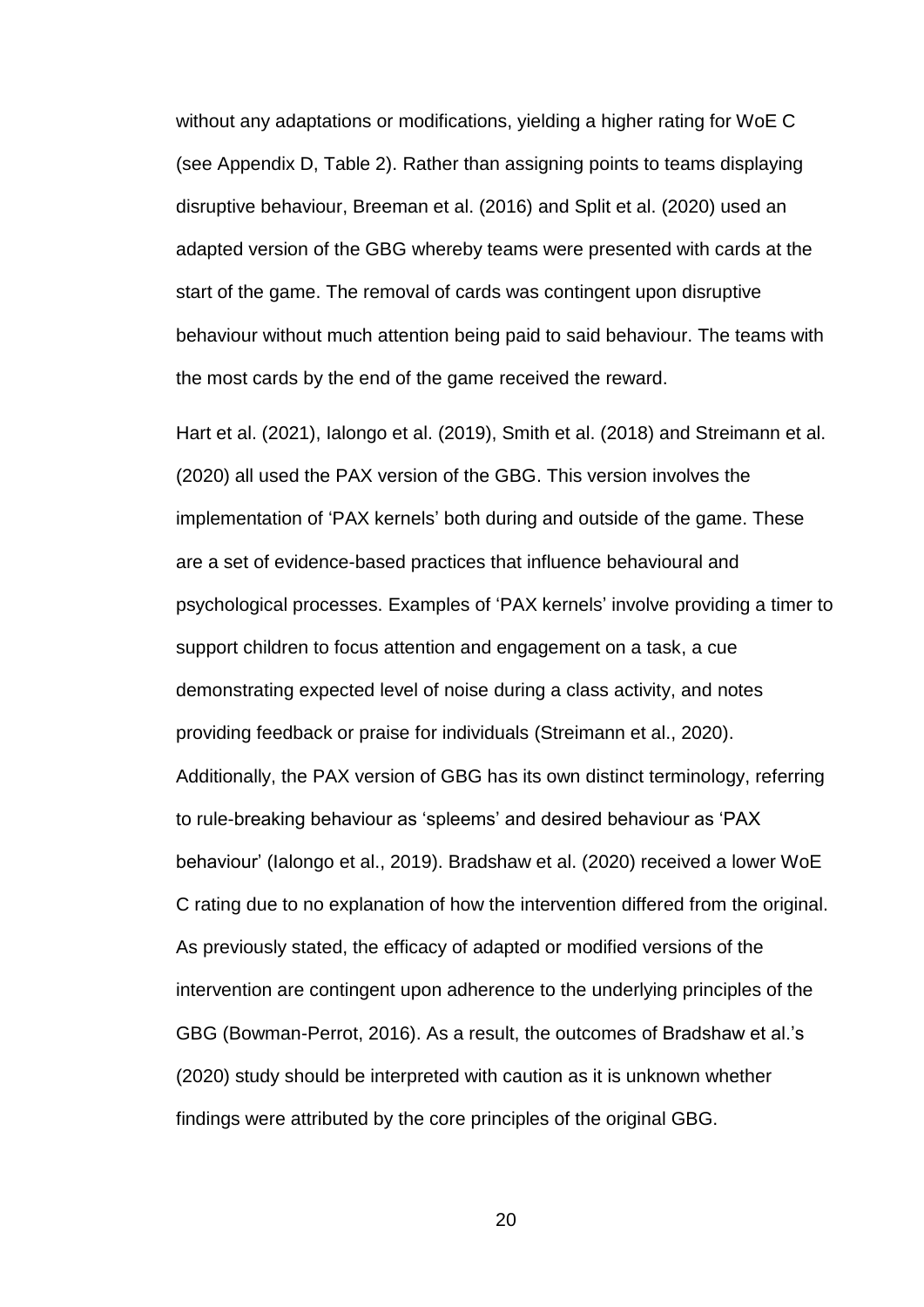without any adaptations or modifications, yielding a higher rating for WoE C (see Appendix D, Table 2). Rather than assigning points to teams displaying disruptive behaviour, Breeman et al. (2016) and Split et al. (2020) used an adapted version of the GBG whereby teams were presented with cards at the start of the game. The removal of cards was contingent upon disruptive behaviour without much attention being paid to said behaviour. The teams with the most cards by the end of the game received the reward.

Hart et al. (2021), Ialongo et al. (2019), Smith et al. (2018) and Streimann et al. (2020) all used the PAX version of the GBG. This version involves the implementation of 'PAX kernels' both during and outside of the game. These are a set of evidence-based practices that influence behavioural and psychological processes. Examples of 'PAX kernels' involve providing a timer to support children to focus attention and engagement on a task, a cue demonstrating expected level of noise during a class activity, and notes providing feedback or praise for individuals (Streimann et al., 2020). Additionally, the PAX version of GBG has its own distinct terminology, referring to rule-breaking behaviour as 'spleems' and desired behaviour as 'PAX behaviour' (Ialongo et al., 2019). Bradshaw et al. (2020) received a lower WoE C rating due to no explanation of how the intervention differed from the original. As previously stated, the efficacy of adapted or modified versions of the intervention are contingent upon adherence to the underlying principles of the GBG (Bowman-Perrot, 2016). As a result, the outcomes of Bradshaw et al.'s (2020) study should be interpreted with caution as it is unknown whether findings were attributed by the core principles of the original GBG.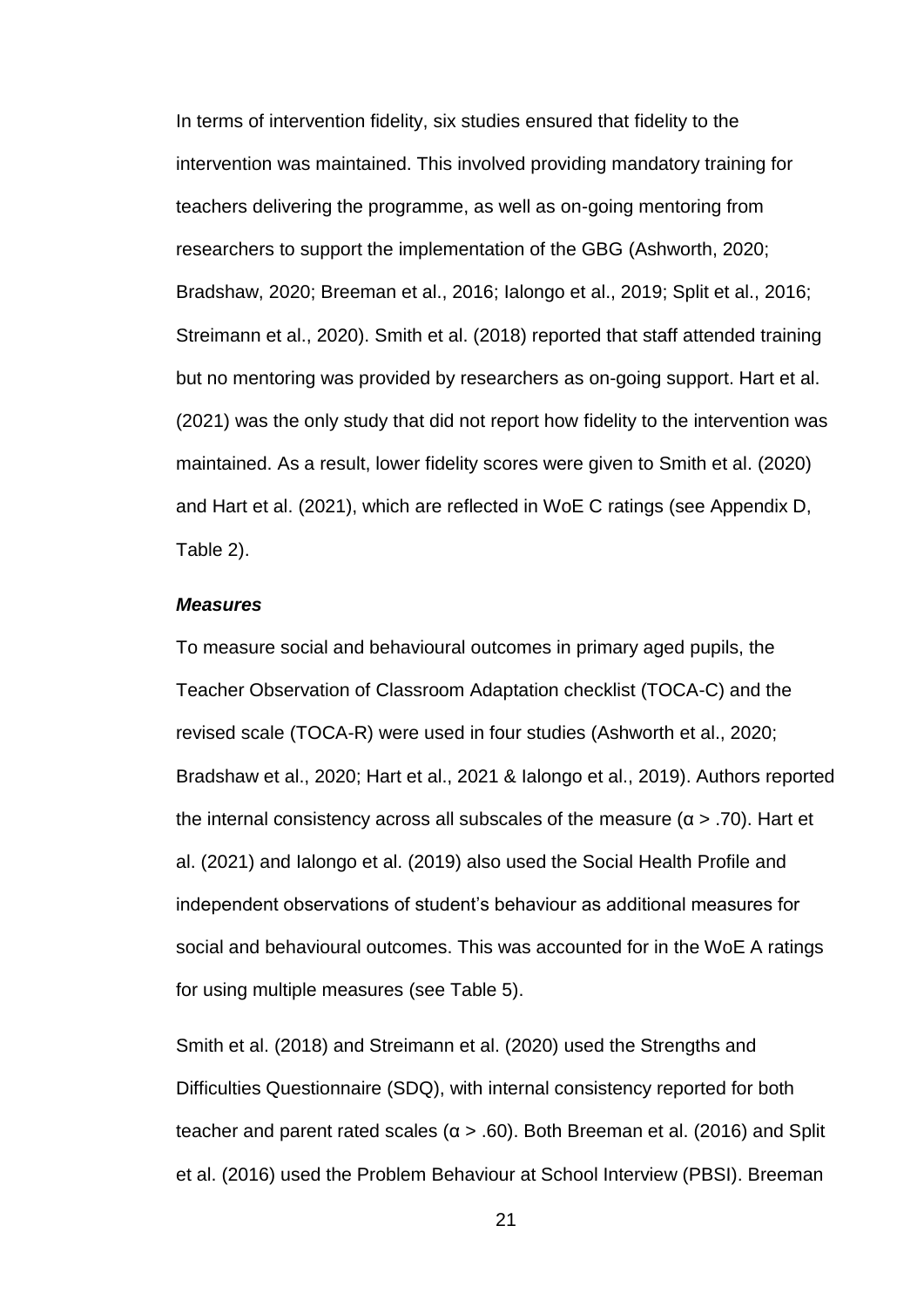In terms of intervention fidelity, six studies ensured that fidelity to the intervention was maintained. This involved providing mandatory training for teachers delivering the programme, as well as on-going mentoring from researchers to support the implementation of the GBG (Ashworth, 2020; Bradshaw, 2020; Breeman et al., 2016; Ialongo et al., 2019; Split et al., 2016; Streimann et al., 2020). Smith et al. (2018) reported that staff attended training but no mentoring was provided by researchers as on-going support. Hart et al. (2021) was the only study that did not report how fidelity to the intervention was maintained. As a result, lower fidelity scores were given to Smith et al. (2020) and Hart et al. (2021), which are reflected in WoE C ratings (see Appendix D, Table 2).

***Measures***

To measure social and behavioural outcomes in primary aged pupils, the Teacher Observation of Classroom Adaptation checklist (TOCA-C) and the revised scale (TOCA-R) were used in four studies (Ashworth et al., 2020; Bradshaw et al., 2020; Hart et al., 2021 & Ialongo et al., 2019). Authors reported the internal consistency across all subscales of the measure ($\alpha > .70$). Hart et al. (2021) and Ialongo et al. (2019) also used the Social Health Profile and independent observations of student's behaviour as additional measures for social and behavioural outcomes. This was accounted for in the WoE A ratings for using multiple measures (see Table 5).

Smith et al. (2018) and Streimann et al. (2020) used the Strengths and Difficulties Questionnaire (SDQ), with internal consistency reported for both teacher and parent rated scales ($\alpha > .60$). Both Breeman et al. (2016) and Split et al. (2016) used the Problem Behaviour at School Interview (PBSI). Breeman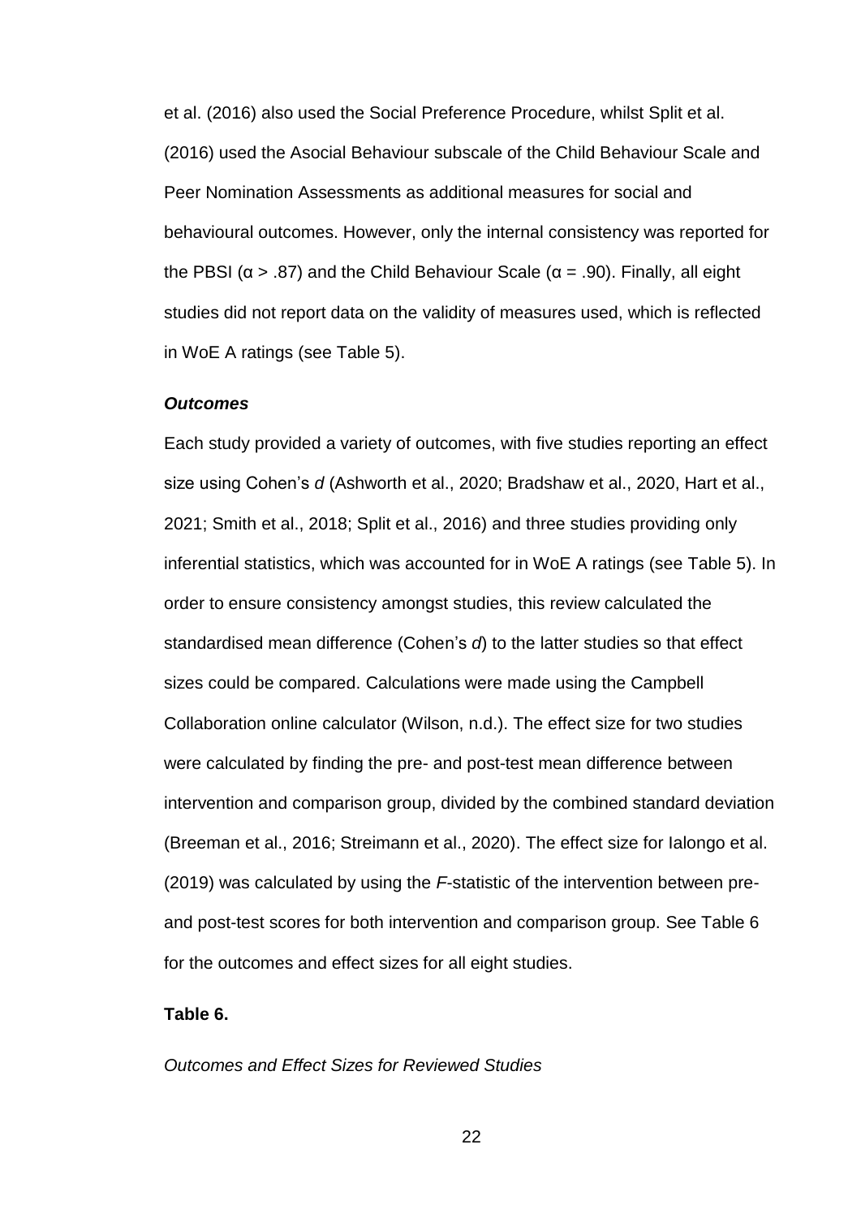et al. (2016) also used the Social Preference Procedure, whilst Split et al. (2016) used the Asocial Behaviour subscale of the Child Behaviour Scale and Peer Nomination Assessments as additional measures for social and behavioural outcomes. However, only the internal consistency was reported for the PBSI ($\alpha > .87$) and the Child Behaviour Scale ($\alpha = .90$). Finally, all eight studies did not report data on the validity of measures used, which is reflected in WoE A ratings (see Table 5).

### *Outcomes*

Each study provided a variety of outcomes, with five studies reporting an effect size using Cohen's *d* (Ashworth et al., 2020; Bradshaw et al., 2020, Hart et al., 2021; Smith et al., 2018; Split et al., 2016) and three studies providing only inferential statistics, which was accounted for in WoE A ratings (see Table 5). In order to ensure consistency amongst studies, this review calculated the standardised mean difference (Cohen's *d*) to the latter studies so that effect sizes could be compared. Calculations were made using the Campbell Collaboration online calculator (Wilson, n.d.). The effect size for two studies were calculated by finding the pre- and post-test mean difference between intervention and comparison group, divided by the combined standard deviation (Breeman et al., 2016; Streimann et al., 2020). The effect size for Ialongo et al. (2019) was calculated by using the *F*-statistic of the intervention between pre- and post-test scores for both intervention and comparison group. See Table 6 for the outcomes and effect sizes for all eight studies.

**Table 6.**

*Outcomes and Effect Sizes for Reviewed Studies*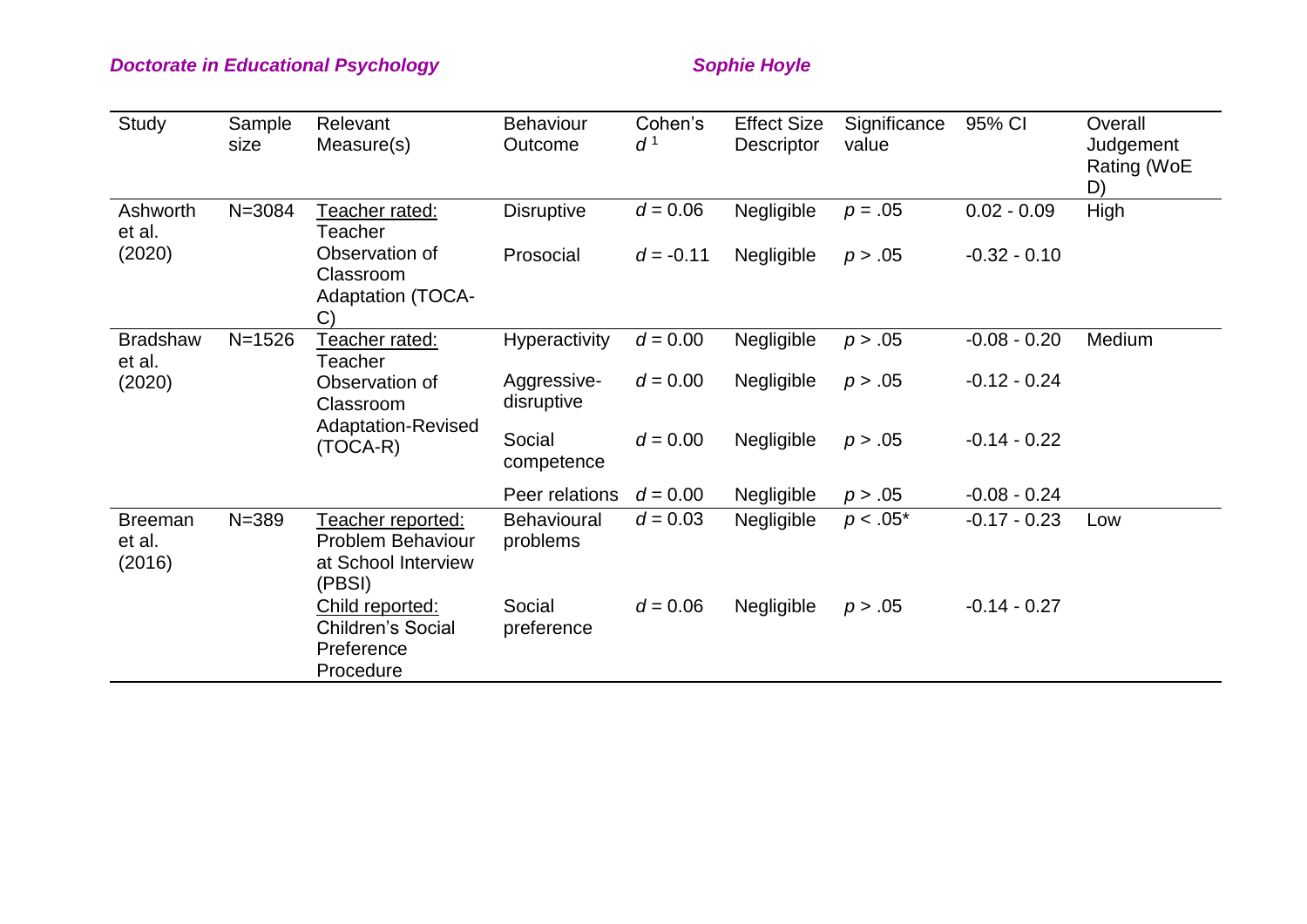| Study | Sample size | Relevant Measure(s) | Behaviour Outcome | Cohen's $d$ [1] | Effect Size Descriptor | Significance value | 95% CI | Overall Judgement Rating (WoE D) |
|---|---|---|---|---|---|---|---|---|
| Ashworth et al. (2020) | N=3084 | Teacher rated: Teacher Observation of Classroom Adaptation (TOCA-C) | Disruptive | $d = 0.06$ | Negligible | $p = .05$ | 0.02 - 0.09 | High |
| | | | Prosocial | $d = -0.11$ | Negligible | $p > .05$ | -0.32 - 0.10 | |
| Bradshaw et al. (2020) | N=1526 | Teacher rated: Teacher Observation of Classroom Adaptation-Revised (TOCA-R) | Hyperactivity | $d = 0.00$ | Negligible | $p > .05$ | -0.08 - 0.20 | Medium |
| | | | Aggressive-disruptive | $d = 0.00$ | Negligible | $p > .05$ | -0.12 - 0.24 | |
| | | | Social competence | $d = 0.00$ | Negligible | $p > .05$ | -0.14 - 0.22 | |
| | | | Peer relations | $d = 0.00$ | Negligible | $p > .05$ | -0.08 - 0.24 | |
| Breeman et al. (2016) | N=389 | Teacher reported: Problem Behaviour at School Interview (PBSI) | Behavioural problems | $d = 0.03$ | Negligible | $p < .05$* | -0.17 - 0.23 | Low |
| | | Child reported: Children's Social Preference Procedure | Social preference | $d = 0.06$ | Negligible | $p > .05$ | -0.14 - 0.27 | |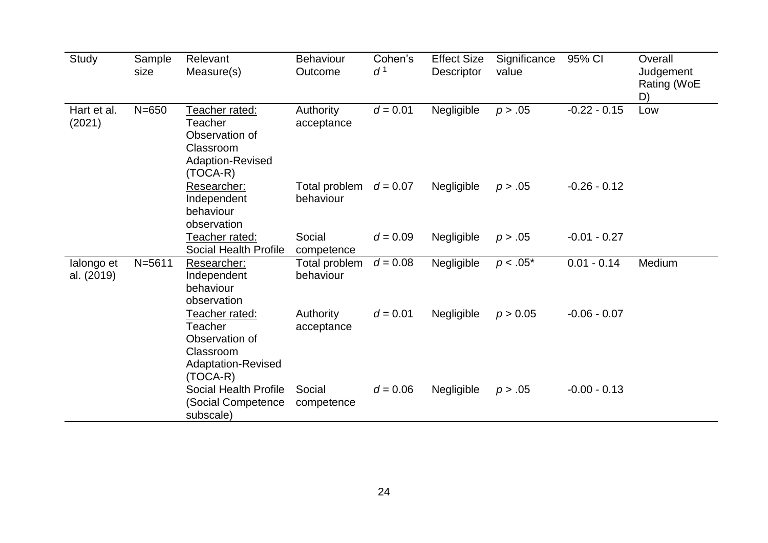| Study | Sample size | Relevant Measure(s) | Behaviour Outcome | Cohen's $d$ [1] | Effect Size Descriptor | Significance value | 95% CI | Overall Judgement Rating (WoE D) |
|---|---|---|---|---|---|---|---|---|
| Hart et al. (2021) | N=650 | Teacher rated: Teacher Observation of Classroom Adaption-Revised (TOCA-R) | Authority acceptance | $d = 0.01$ | Negligible | $p > .05$ | -0.22 - 0.15 | Low |
| | | Researcher: Independent behaviour observation | Total problem behaviour | $d = 0.07$ | Negligible | $p > .05$ | -0.26 - 0.12 | |
| | | Teacher rated: Social Health Profile | Social competence | $d = 0.09$ | Negligible | $p > .05$ | -0.01 - 0.27 | |
| Ialongo et al. (2019) | N=5611 | Researcher: Independent behaviour observation | Total problem behaviour | $d = 0.08$ | Negligible | $p < .05$* | 0.01 - 0.14 | Medium |
| | | Teacher rated: Teacher Observation of Classroom Adaptation-Revised (TOCA-R) | Authority acceptance | $d = 0.01$ | Negligible | $p > 0.05$ | -0.06 - 0.07 | |
| | | Social Health Profile (Social Competence subscale) | Social competence | $d = 0.06$ | Negligible | $p > .05$ | -0.00 - 0.13 | |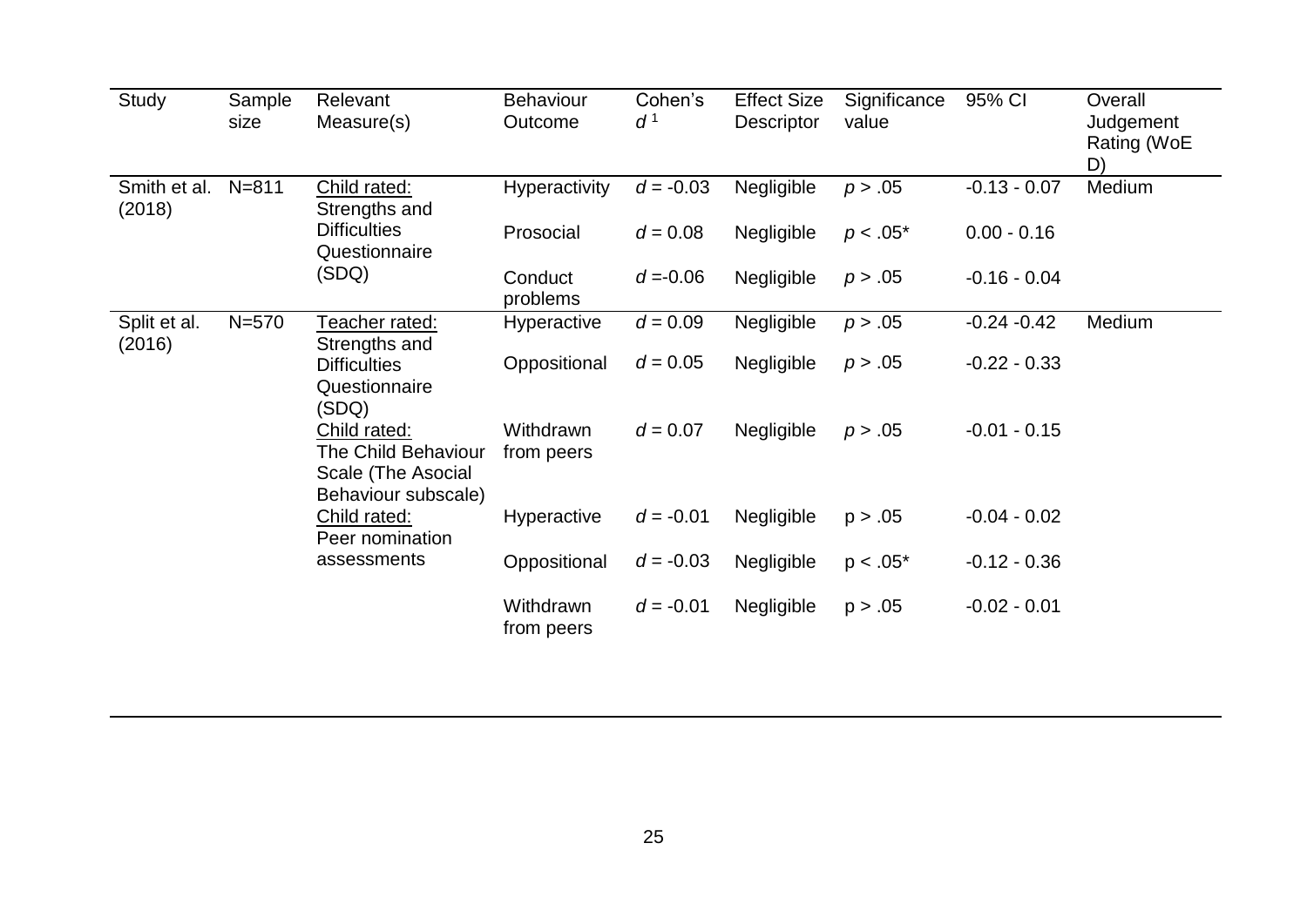| Study | Sample size | Relevant Measure(s) | Behaviour Outcome | Cohen's $d$ [1] | Effect Size Descriptor | Significance value | 95% CI | Overall Judgement Rating (WoE D) |
|---|---|---|---|---|---|---|---|---|
| Smith et al. (2018) | N=811 | Child rated: Strengths and Difficulties Questionnaire (SDQ) | Hyperactivity | $d = -0.03$ | Negligible | $p > .05$ | -0.13 - 0.07 | Medium |
| | | | Prosocial | $d = 0.08$ | Negligible | $p < .05$* | 0.00 - 0.16 | |
| | | | Conduct problems | $d = -0.06$ | Negligible | $p > .05$ | -0.16 - 0.04 | |
| Split et al. (2016) | N=570 | Teacher rated: Strengths and Difficulties Questionnaire (SDQ) | Hyperactive | $d = 0.09$ | Negligible | $p > .05$ | -0.24 -0.42 | Medium |
| | | | Oppositional | $d = 0.05$ | Negligible | $p > .05$ | -0.22 - 0.33 | |
| | | Child rated: The Child Behaviour Scale (The Asocial Behaviour subscale) | Withdrawn from peers | $d = 0.07$ | Negligible | $p > .05$ | -0.01 - 0.15 | |
| | | Child rated: Peer nomination assessments | Hyperactive | $d = -0.01$ | Negligible | $p > .05$ | -0.04 - 0.02 | |
| | | | Oppositional | $d = -0.03$ | Negligible | $p < .05$* | -0.12 - 0.36 | |
| | | | Withdrawn from peers | $d = -0.01$ | Negligible | $p > .05$ | -0.02 - 0.01 | |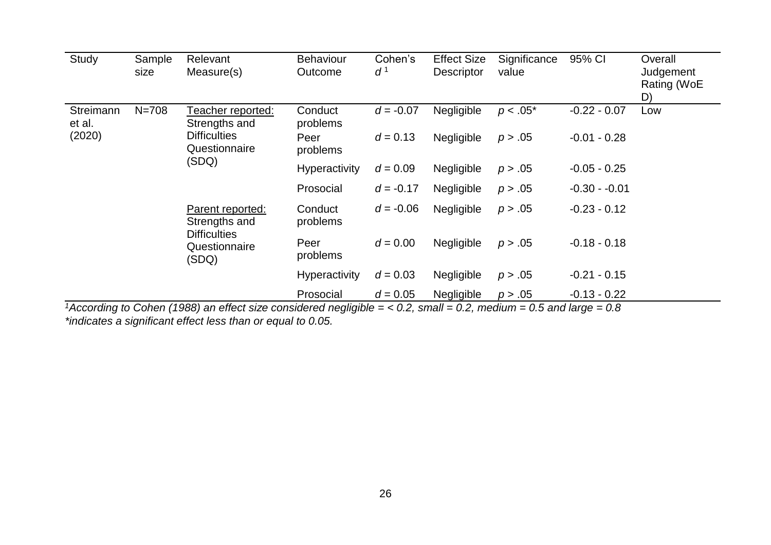| Study | Sample size | Relevant Measure(s) | Behaviour Outcome | Cohen's $d$[1] | Effect Size Descriptor | Significance value | 95% CI | Overall Judgement Rating (WoE D) |
|---|---|---|---|---|---|---|---|---|
| Streimann et al. (2020) | N=708 | <u>Teacher reported:</u> Strengths and Difficulties Questionnaire (SDQ) | Conduct problems | $d = -0.07$ | Negligible | $p < .05$* | -0.22 - 0.07 | Low |
| | | | Peer problems | $d = 0.13$ | Negligible | $p > .05$ | -0.01 - 0.28 | |
| | | | Hyperactivity | $d = 0.09$ | Negligible | $p > .05$ | -0.05 - 0.25 | |
| | | | Prosocial | $d = -0.17$ | Negligible | $p > .05$ | -0.30 - -0.01 | |
| | | <u>Parent reported:</u> Strengths and Difficulties Questionnaire (SDQ) | Conduct problems | $d = -0.06$ | Negligible | $p > .05$ | -0.23 - 0.12 | |
| | | | Peer problems | $d = 0.00$ | Negligible | $p > .05$ | -0.18 - 0.18 | |
| | | | Hyperactivity | $d = 0.03$ | Negligible | $p > .05$ | -0.21 - 0.15 | |
| | | | Prosocial | $d = 0.05$ | Negligible | $p > .05$ | -0.13 - 0.22 | |

*[1]According to Cohen (1988) an effect size considered negligible = < 0.2, small = 0.2, medium = 0.5 and large = 0.8*
*\*indicates a significant effect less than or equal to 0.05.*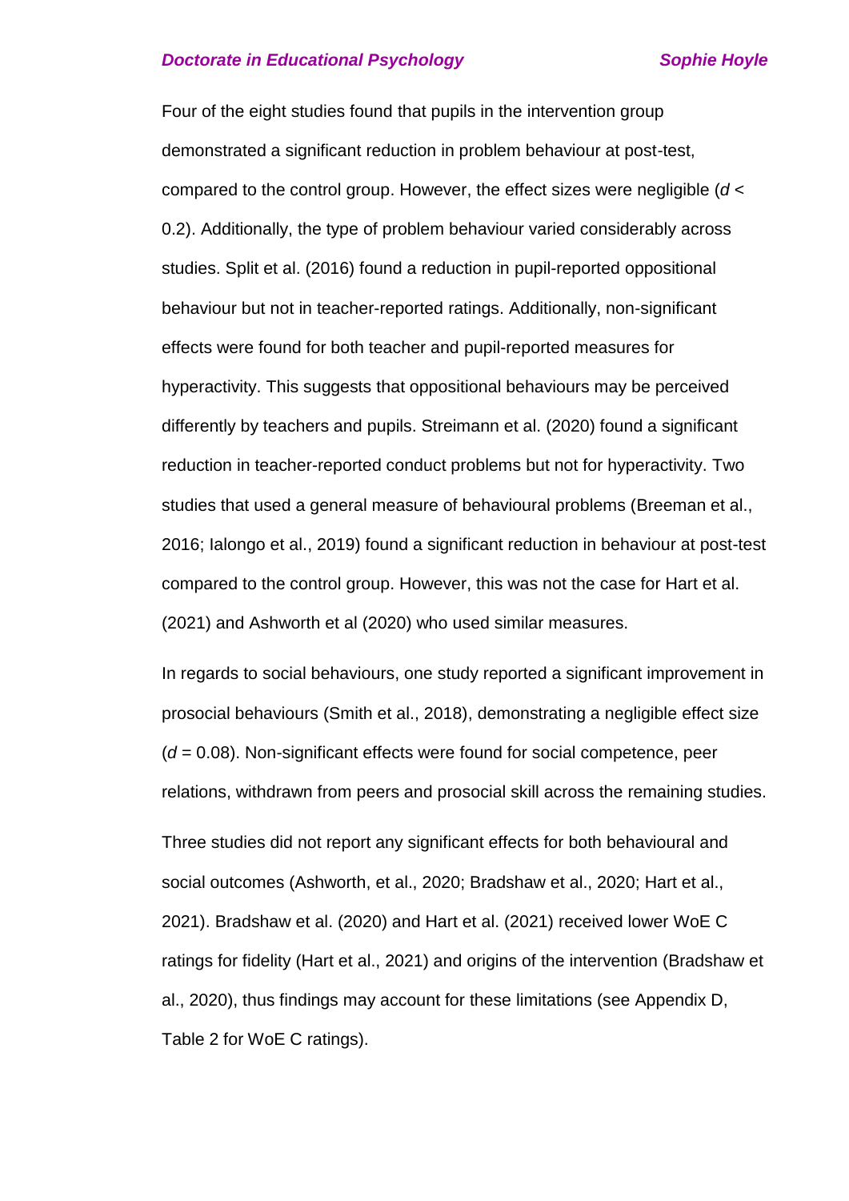Four of the eight studies found that pupils in the intervention group demonstrated a significant reduction in problem behaviour at post-test, compared to the control group. However, the effect sizes were negligible ($d < 0.2$). Additionally, the type of problem behaviour varied considerably across studies. Split et al. (2016) found a reduction in pupil-reported oppositional behaviour but not in teacher-reported ratings. Additionally, non-significant effects were found for both teacher and pupil-reported measures for hyperactivity. This suggests that oppositional behaviours may be perceived differently by teachers and pupils. Streimann et al. (2020) found a significant reduction in teacher-reported conduct problems but not for hyperactivity. Two studies that used a general measure of behavioural problems (Breeman et al., 2016; Ialongo et al., 2019) found a significant reduction in behaviour at post-test compared to the control group. However, this was not the case for Hart et al. (2021) and Ashworth et al (2020) who used similar measures.

In regards to social behaviours, one study reported a significant improvement in prosocial behaviours (Smith et al., 2018), demonstrating a negligible effect size ($d = 0.08$). Non-significant effects were found for social competence, peer relations, withdrawn from peers and prosocial skill across the remaining studies.

Three studies did not report any significant effects for both behavioural and social outcomes (Ashworth, et al., 2020; Bradshaw et al., 2020; Hart et al., 2021). Bradshaw et al. (2020) and Hart et al. (2021) received lower WoE C ratings for fidelity (Hart et al., 2021) and origins of the intervention (Bradshaw et al., 2020), thus findings may account for these limitations (see Appendix D, Table 2 for WoE C ratings).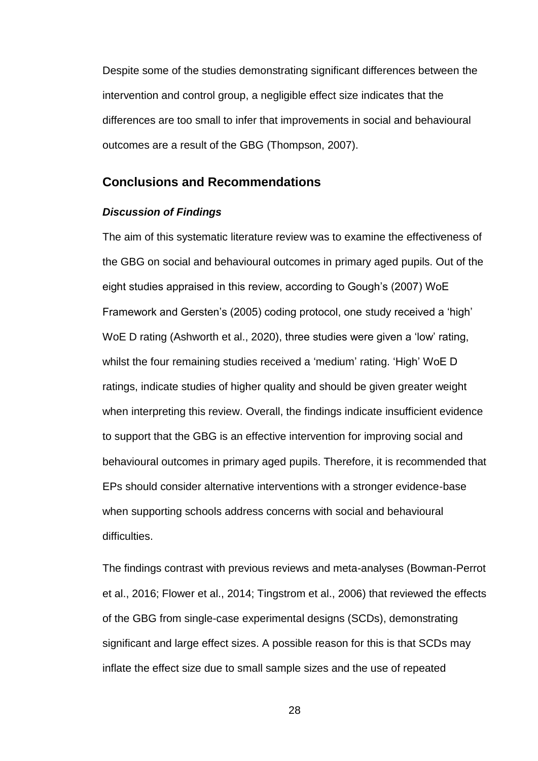Despite some of the studies demonstrating significant differences between the intervention and control group, a negligible effect size indicates that the differences are too small to infer that improvements in social and behavioural outcomes are a result of the GBG (Thompson, 2007).

## Conclusions and Recommendations

### *Discussion of Findings*

The aim of this systematic literature review was to examine the effectiveness of the GBG on social and behavioural outcomes in primary aged pupils. Out of the eight studies appraised in this review, according to Gough's (2007) WoE Framework and Gersten's (2005) coding protocol, one study received a 'high' WoE D rating (Ashworth et al., 2020), three studies were given a 'low' rating, whilst the four remaining studies received a 'medium' rating. 'High' WoE D ratings, indicate studies of higher quality and should be given greater weight when interpreting this review. Overall, the findings indicate insufficient evidence to support that the GBG is an effective intervention for improving social and behavioural outcomes in primary aged pupils. Therefore, it is recommended that EPs should consider alternative interventions with a stronger evidence-base when supporting schools address concerns with social and behavioural difficulties.

The findings contrast with previous reviews and meta-analyses (Bowman-Perrot et al., 2016; Flower et al., 2014; Tingstrom et al., 2006) that reviewed the effects of the GBG from single-case experimental designs (SCDs), demonstrating significant and large effect sizes. A possible reason for this is that SCDs may inflate the effect size due to small sample sizes and the use of repeated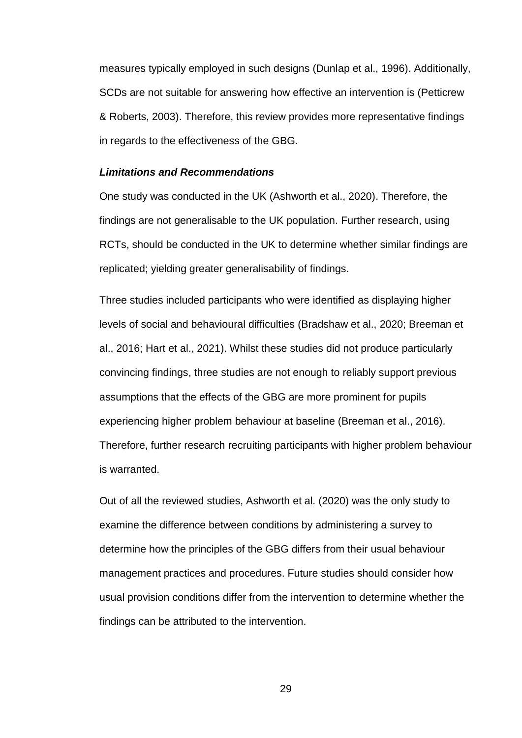measures typically employed in such designs (Dunlap et al., 1996). Additionally, SCDs are not suitable for answering how effective an intervention is (Petticrew & Roberts, 2003). Therefore, this review provides more representative findings in regards to the effectiveness of the GBG.

### ***Limitations and Recommendations***

One study was conducted in the UK (Ashworth et al., 2020). Therefore, the findings are not generalisable to the UK population. Further research, using RCTs, should be conducted in the UK to determine whether similar findings are replicated; yielding greater generalisability of findings.

Three studies included participants who were identified as displaying higher levels of social and behavioural difficulties (Bradshaw et al., 2020; Breeman et al., 2016; Hart et al., 2021). Whilst these studies did not produce particularly convincing findings, three studies are not enough to reliably support previous assumptions that the effects of the GBG are more prominent for pupils experiencing higher problem behaviour at baseline (Breeman et al., 2016). Therefore, further research recruiting participants with higher problem behaviour is warranted.

Out of all the reviewed studies, Ashworth et al. (2020) was the only study to examine the difference between conditions by administering a survey to determine how the principles of the GBG differs from their usual behaviour management practices and procedures. Future studies should consider how usual provision conditions differ from the intervention to determine whether the findings can be attributed to the intervention.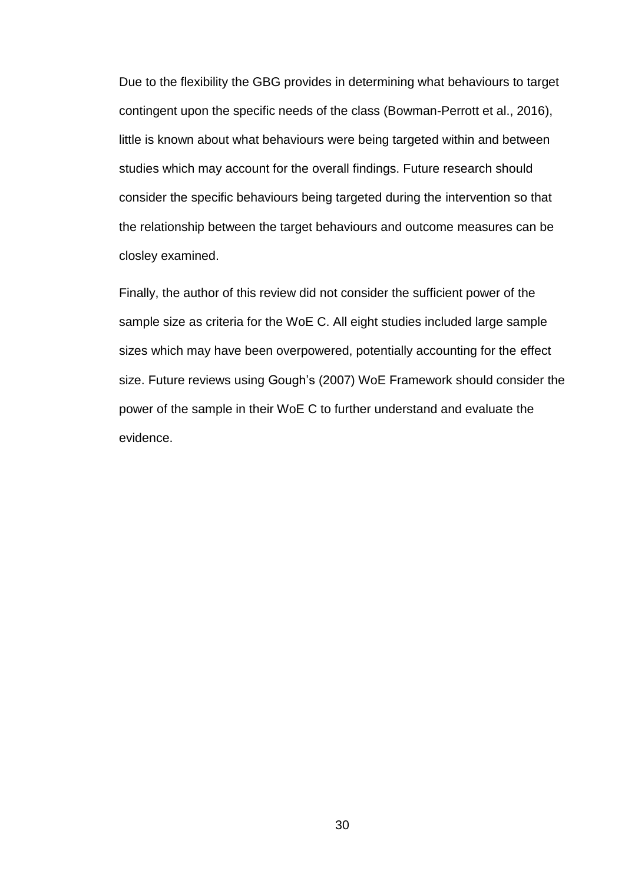Due to the flexibility the GBG provides in determining what behaviours to target contingent upon the specific needs of the class (Bowman-Perrott et al., 2016), little is known about what behaviours were being targeted within and between studies which may account for the overall findings. Future research should consider the specific behaviours being targeted during the intervention so that the relationship between the target behaviours and outcome measures can be closley examined.

Finally, the author of this review did not consider the sufficient power of the sample size as criteria for the WoE C. All eight studies included large sample sizes which may have been overpowered, potentially accounting for the effect size. Future reviews using Gough's (2007) WoE Framework should consider the power of the sample in their WoE C to further understand and evaluate the evidence.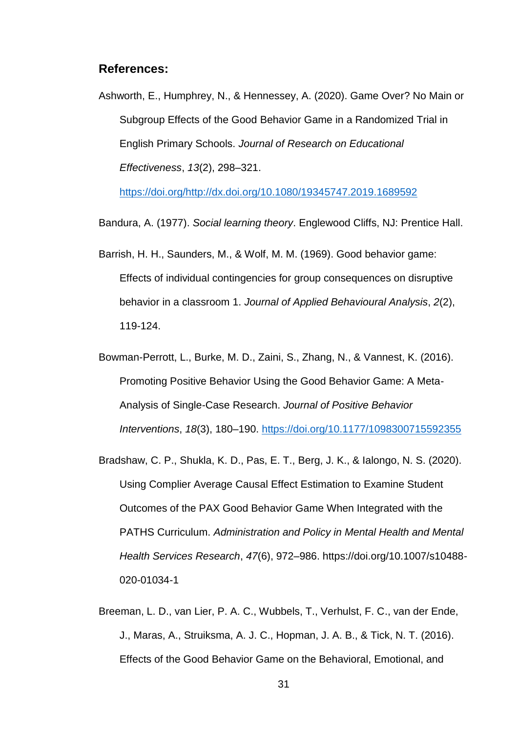**References:**

Ashworth, E., Humphrey, N., & Hennessey, A. (2020). Game Over? No Main or Subgroup Effects of the Good Behavior Game in a Randomized Trial in English Primary Schools. *Journal of Research on Educational Effectiveness*, *13*(2), 298–321. https://doi.org/http://dx.doi.org/10.1080/19345747.2019.1689592

Bandura, A. (1977). *Social learning theory*. Englewood Cliffs, NJ: Prentice Hall.

Barrish, H. H., Saunders, M., & Wolf, M. M. (1969). Good behavior game: Effects of individual contingencies for group consequences on disruptive behavior in a classroom 1. *Journal of Applied Behavioural Analysis*, *2*(2), 119-124.

Bowman-Perrott, L., Burke, M. D., Zaini, S., Zhang, N., & Vannest, K. (2016). Promoting Positive Behavior Using the Good Behavior Game: A Meta-Analysis of Single-Case Research. *Journal of Positive Behavior Interventions*, *18*(3), 180–190. https://doi.org/10.1177/1098300715592355

Bradshaw, C. P., Shukla, K. D., Pas, E. T., Berg, J. K., & Ialongo, N. S. (2020). Using Complier Average Causal Effect Estimation to Examine Student Outcomes of the PAX Good Behavior Game When Integrated with the PATHS Curriculum. *Administration and Policy in Mental Health and Mental Health Services Research*, *47*(6), 972–986. https://doi.org/10.1007/s10488-020-01034-1

Breeman, L. D., van Lier, P. A. C., Wubbels, T., Verhulst, F. C., van der Ende, J., Maras, A., Struiksma, A. J. C., Hopman, J. A. B., & Tick, N. T. (2016). Effects of the Good Behavior Game on the Behavioral, Emotional, and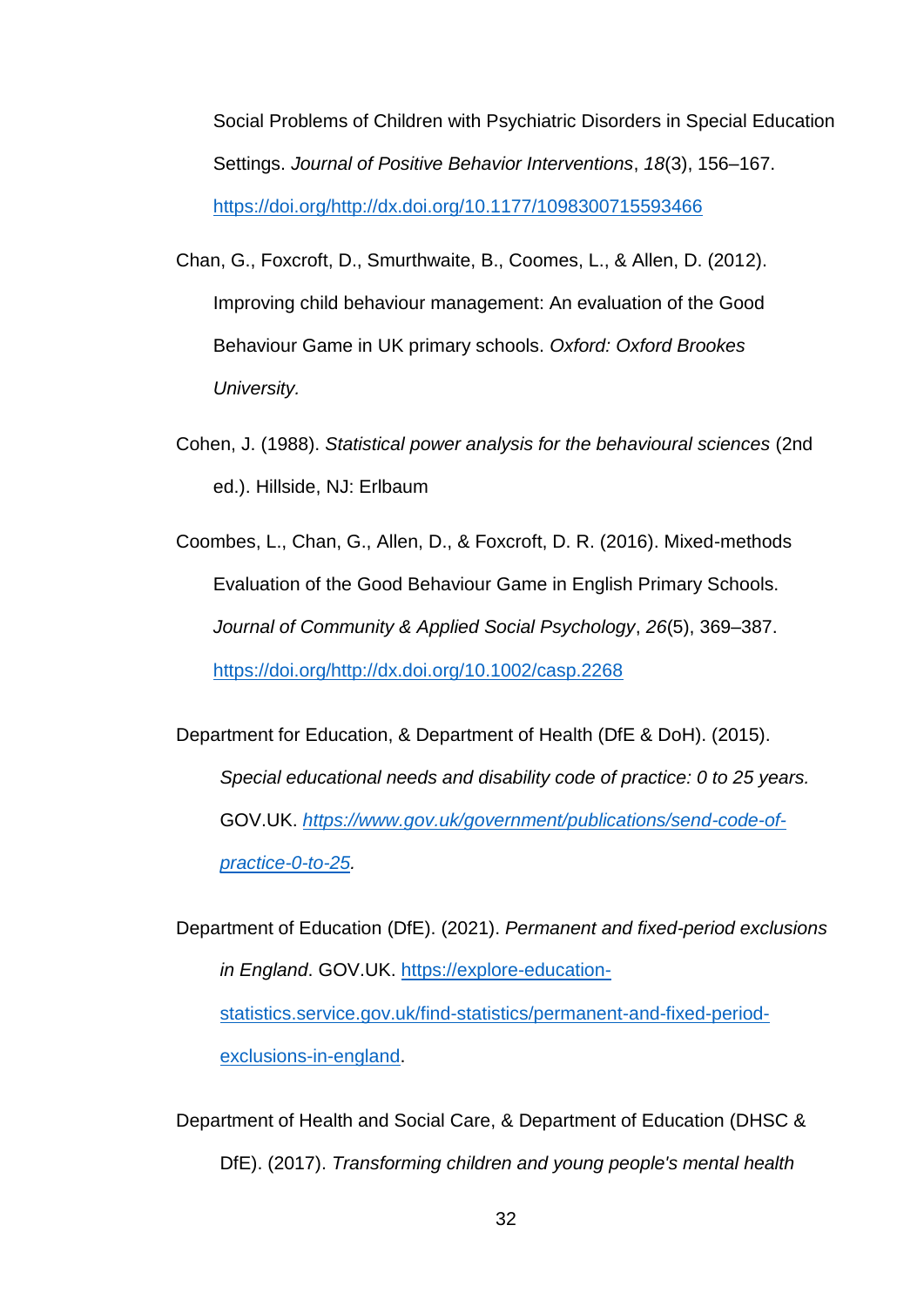Social Problems of Children with Psychiatric Disorders in Special Education Settings. *Journal of Positive Behavior Interventions*, *18*(3), 156–167. https://doi.org/http://dx.doi.org/10.1177/1098300715593466

Chan, G., Foxcroft, D., Smurthwaite, B., Coomes, L., & Allen, D. (2012). Improving child behaviour management: An evaluation of the Good Behaviour Game in UK primary schools. *Oxford: Oxford Brookes University.*

Cohen, J. (1988). *Statistical power analysis for the behavioural sciences* (2nd ed.). Hillside, NJ: Erlbaum

Coombes, L., Chan, G., Allen, D., & Foxcroft, D. R. (2016). Mixed-methods Evaluation of the Good Behaviour Game in English Primary Schools. *Journal of Community & Applied Social Psychology*, *26*(5), 369–387. https://doi.org/http://dx.doi.org/10.1002/casp.2268

Department for Education, & Department of Health (DfE & DoH). (2015). *Special educational needs and disability code of practice: 0 to 25 years.* GOV.UK. *https://www.gov.uk/government/publications/send-code-of-practice-0-to-25.*

Department of Education (DfE). (2021). *Permanent and fixed-period exclusions in England*. GOV.UK. https://explore-education-statistics.service.gov.uk/find-statistics/permanent-and-fixed-period-exclusions-in-england.

Department of Health and Social Care, & Department of Education (DHSC & DfE). (2017). *Transforming children and young people's mental health*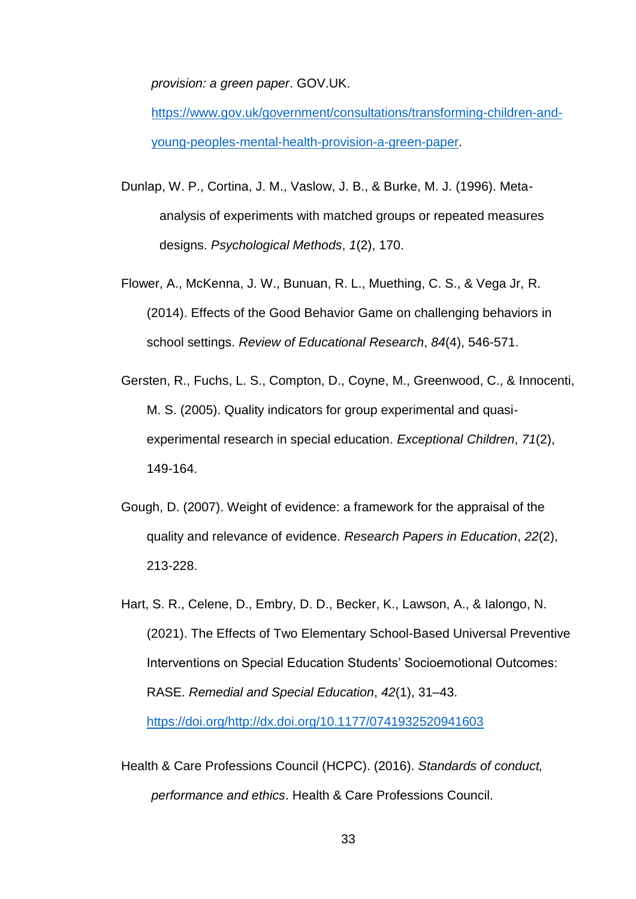*provision: a green paper*. GOV.UK. https://www.gov.uk/government/consultations/transforming-children-and-young-peoples-mental-health-provision-a-green-paper.

Dunlap, W. P., Cortina, J. M., Vaslow, J. B., & Burke, M. J. (1996). Meta-analysis of experiments with matched groups or repeated measures designs. *Psychological Methods*, *1*(2), 170.

Flower, A., McKenna, J. W., Bunuan, R. L., Muething, C. S., & Vega Jr, R. (2014). Effects of the Good Behavior Game on challenging behaviors in school settings. *Review of Educational Research*, *84*(4), 546-571.

Gersten, R., Fuchs, L. S., Compton, D., Coyne, M., Greenwood, C., & Innocenti, M. S. (2005). Quality indicators for group experimental and quasi-experimental research in special education. *Exceptional Children*, *71*(2), 149-164.

Gough, D. (2007). Weight of evidence: a framework for the appraisal of the quality and relevance of evidence. *Research Papers in Education*, *22*(2), 213-228.

Hart, S. R., Celene, D., Embry, D. D., Becker, K., Lawson, A., & Ialongo, N. (2021). The Effects of Two Elementary School-Based Universal Preventive Interventions on Special Education Students' Socioemotional Outcomes: RASE. *Remedial and Special Education*, *42*(1), 31–43. https://doi.org/http://dx.doi.org/10.1177/0741932520941603

Health & Care Professions Council (HCPC). (2016). *Standards of conduct, performance and ethics*. Health & Care Professions Council.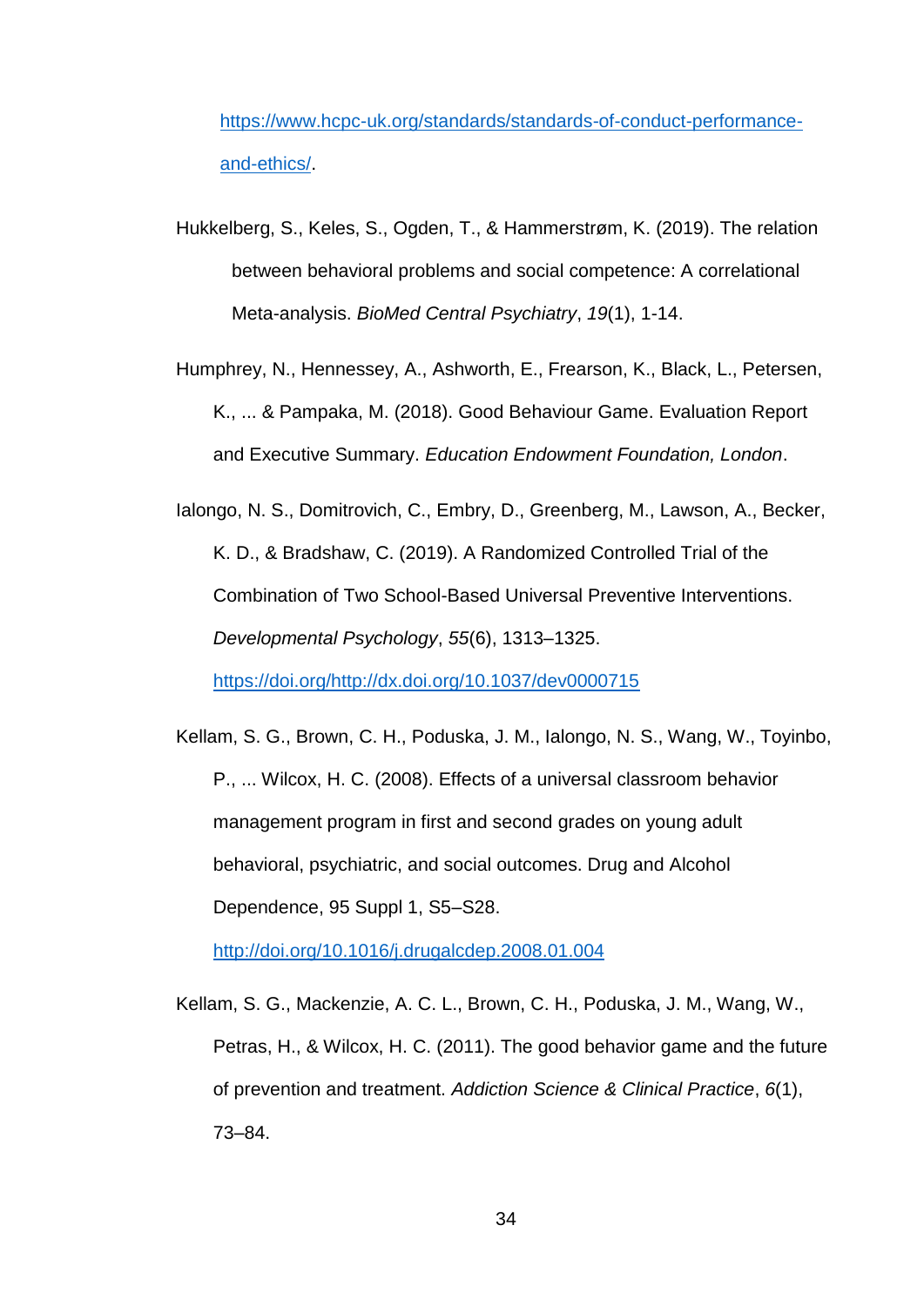https://www.hcpc-uk.org/standards/standards-of-conduct-performance-and-ethics/.

Hukkelberg, S., Keles, S., Ogden, T., & Hammerstrøm, K. (2019). The relation between behavioral problems and social competence: A correlational Meta-analysis. *BioMed Central Psychiatry*, *19*(1), 1-14.

Humphrey, N., Hennessey, A., Ashworth, E., Frearson, K., Black, L., Petersen, K., ... & Pampaka, M. (2018). Good Behaviour Game. Evaluation Report and Executive Summary. *Education Endowment Foundation, London*.

Ialongo, N. S., Domitrovich, C., Embry, D., Greenberg, M., Lawson, A., Becker, K. D., & Bradshaw, C. (2019). A Randomized Controlled Trial of the Combination of Two School-Based Universal Preventive Interventions. *Developmental Psychology*, *55*(6), 1313–1325. https://doi.org/http://dx.doi.org/10.1037/dev0000715

Kellam, S. G., Brown, C. H., Poduska, J. M., Ialongo, N. S., Wang, W., Toyinbo, P., ... Wilcox, H. C. (2008). Effects of a universal classroom behavior management program in first and second grades on young adult behavioral, psychiatric, and social outcomes. Drug and Alcohol Dependence, 95 Suppl 1, S5–S28. http://doi.org/10.1016/j.drugalcdep.2008.01.004

Kellam, S. G., Mackenzie, A. C. L., Brown, C. H., Poduska, J. M., Wang, W., Petras, H., & Wilcox, H. C. (2011). The good behavior game and the future of prevention and treatment. *Addiction Science & Clinical Practice*, *6*(1), 73–84.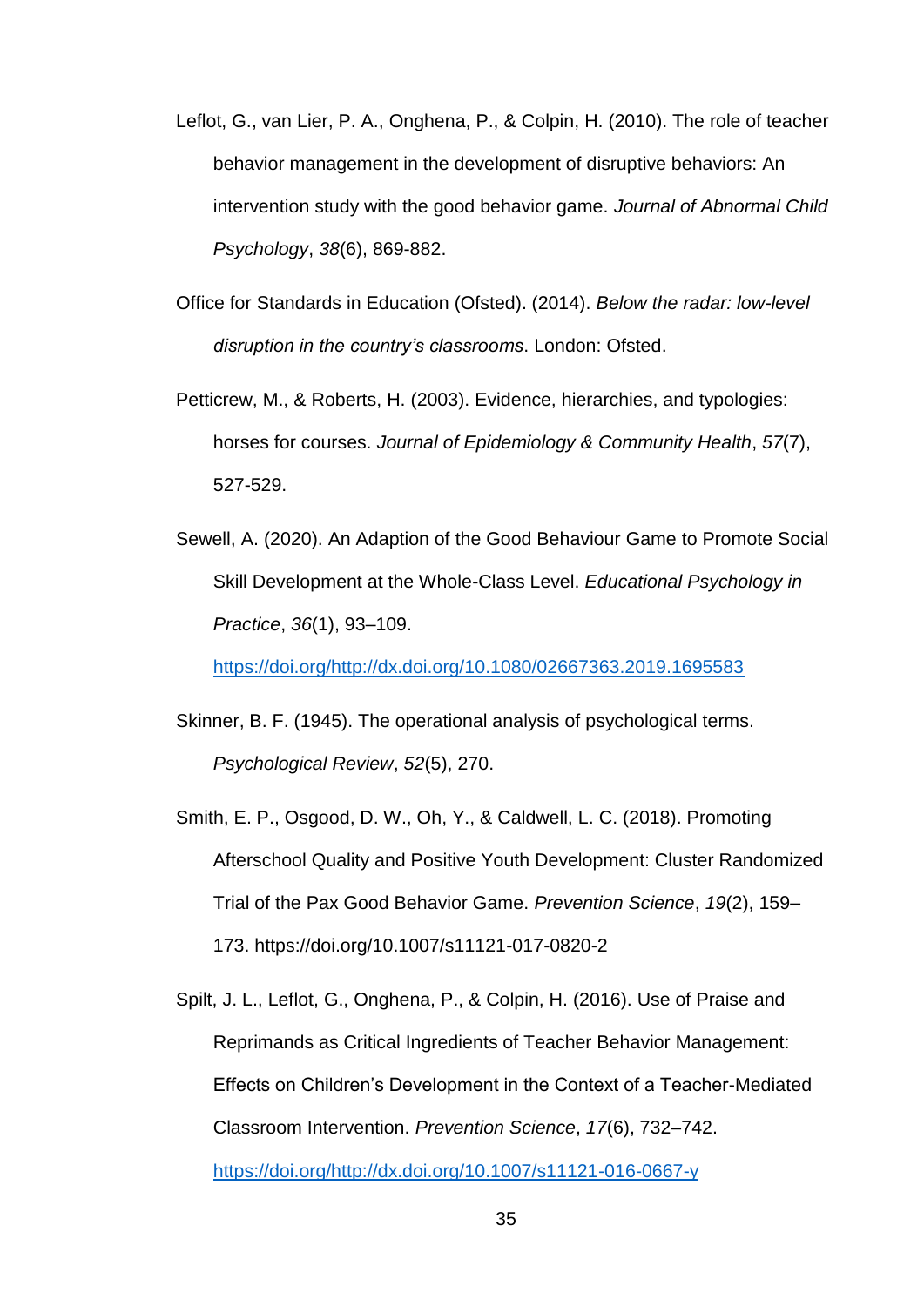Leflot, G., van Lier, P. A., Onghena, P., & Colpin, H. (2010). The role of teacher behavior management in the development of disruptive behaviors: An intervention study with the good behavior game. *Journal of Abnormal Child Psychology*, *38*(6), 869-882.

Office for Standards in Education (Ofsted). (2014). *Below the radar: low-level disruption in the country's classrooms*. London: Ofsted.

Petticrew, M., & Roberts, H. (2003). Evidence, hierarchies, and typologies: horses for courses. *Journal of Epidemiology & Community Health*, *57*(7), 527-529.

Sewell, A. (2020). An Adaption of the Good Behaviour Game to Promote Social Skill Development at the Whole-Class Level. *Educational Psychology in Practice*, *36*(1), 93–109. https://doi.org/http://dx.doi.org/10.1080/02667363.2019.1695583

Skinner, B. F. (1945). The operational analysis of psychological terms. *Psychological Review*, *52*(5), 270.

Smith, E. P., Osgood, D. W., Oh, Y., & Caldwell, L. C. (2018). Promoting Afterschool Quality and Positive Youth Development: Cluster Randomized Trial of the Pax Good Behavior Game. *Prevention Science*, *19*(2), 159–173. https://doi.org/10.1007/s11121-017-0820-2

Spilt, J. L., Leflot, G., Onghena, P., & Colpin, H. (2016). Use of Praise and Reprimands as Critical Ingredients of Teacher Behavior Management: Effects on Children's Development in the Context of a Teacher-Mediated Classroom Intervention. *Prevention Science*, *17*(6), 732–742. https://doi.org/http://dx.doi.org/10.1007/s11121-016-0667-y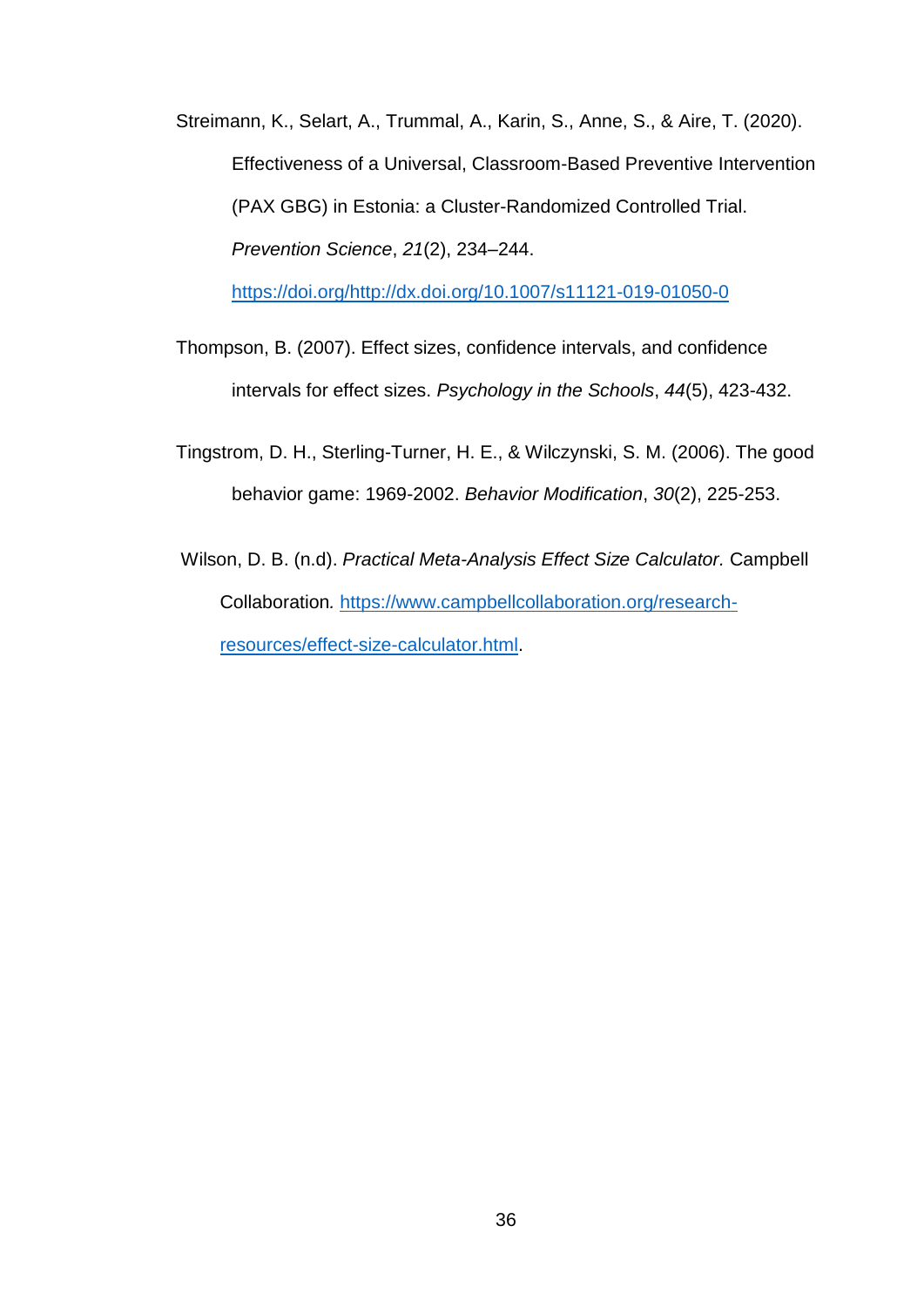Streimann, K., Selart, A., Trummal, A., Karin, S., Anne, S., & Aire, T. (2020). Effectiveness of a Universal, Classroom-Based Preventive Intervention (PAX GBG) in Estonia: a Cluster-Randomized Controlled Trial. *Prevention Science*, *21*(2), 234–244. https://doi.org/http://dx.doi.org/10.1007/s11121-019-01050-0

Thompson, B. (2007). Effect sizes, confidence intervals, and confidence intervals for effect sizes. *Psychology in the Schools*, *44*(5), 423-432.

Tingstrom, D. H., Sterling-Turner, H. E., & Wilczynski, S. M. (2006). The good behavior game: 1969-2002. *Behavior Modification*, *30*(2), 225-253.

Wilson, D. B. (n.d). *Practical Meta-Analysis Effect Size Calculator.* Campbell Collaboration. https://www.campbellcollaboration.org/research-resources/effect-size-calculator.html.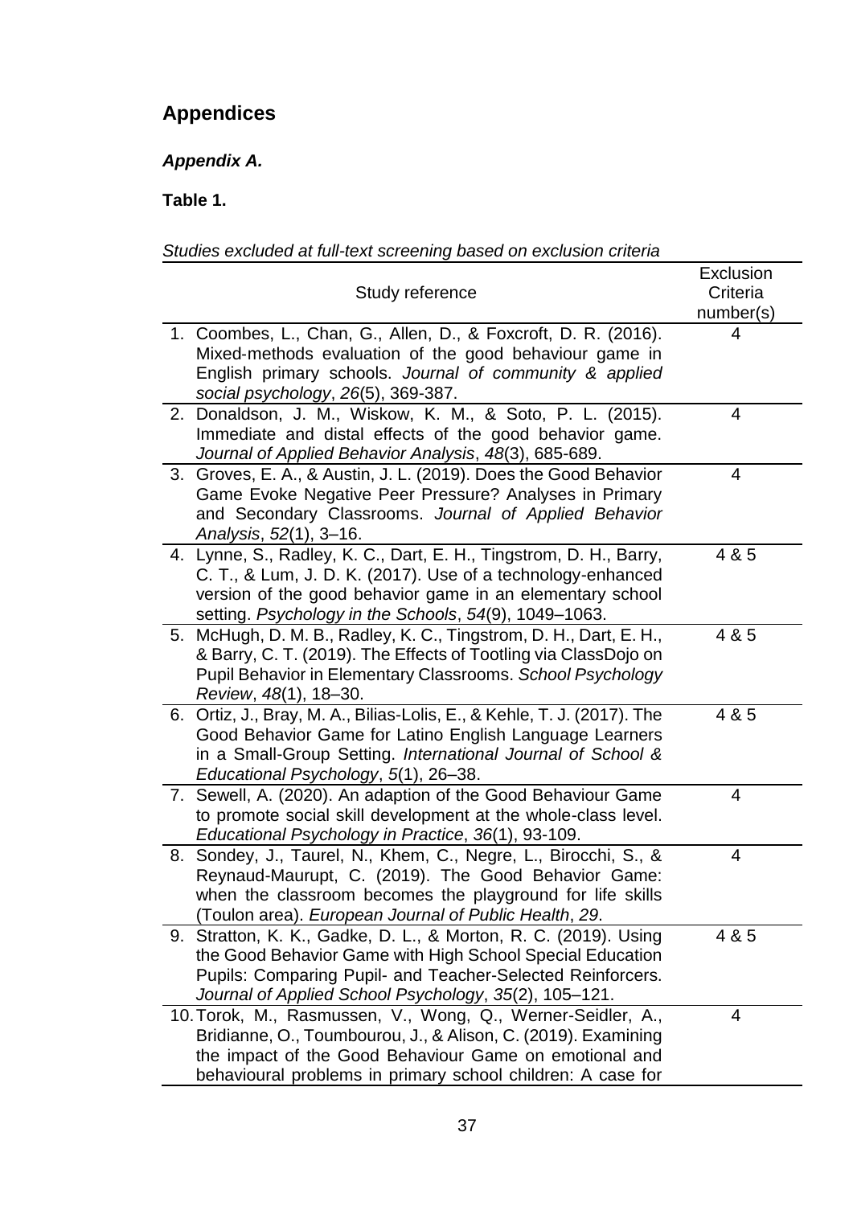## Appendices

### *Appendix A.*

**Table 1.**

*Studies excluded at full-text screening based on exclusion criteria*

| Study reference | Exclusion Criteria number(s) |
|---|---|
| 1. Coombes, L., Chan, G., Allen, D., & Foxcroft, D. R. (2016). Mixed‐methods evaluation of the good behaviour game in English primary schools. *Journal of community & applied social psychology*, *26*(5), 369-387. | 4 |
| 2. Donaldson, J. M., Wiskow, K. M., & Soto, P. L. (2015). Immediate and distal effects of the good behavior game. *Journal of Applied Behavior Analysis*, *48*(3), 685-689. | 4 |
| 3. Groves, E. A., & Austin, J. L. (2019). Does the Good Behavior Game Evoke Negative Peer Pressure? Analyses in Primary and Secondary Classrooms. *Journal of Applied Behavior Analysis*, *52*(1), 3–16. | 4 |
| 4. Lynne, S., Radley, K. C., Dart, E. H., Tingstrom, D. H., Barry, C. T., & Lum, J. D. K. (2017). Use of a technology-enhanced version of the good behavior game in an elementary school setting. *Psychology in the Schools*, *54*(9), 1049–1063. | 4 & 5 |
| 5. McHugh, D. M. B., Radley, K. C., Tingstrom, D. H., Dart, E. H., & Barry, C. T. (2019). The Effects of Tootling via ClassDojo on Pupil Behavior in Elementary Classrooms. *School Psychology Review*, *48*(1), 18–30. | 4 & 5 |
| 6. Ortiz, J., Bray, M. A., Bilias-Lolis, E., & Kehle, T. J. (2017). The Good Behavior Game for Latino English Language Learners in a Small-Group Setting. *International Journal of School & Educational Psychology*, *5*(1), 26–38. | 4 & 5 |
| 7. Sewell, A. (2020). An adaption of the Good Behaviour Game to promote social skill development at the whole-class level. *Educational Psychology in Practice*, *36*(1), 93-109. | 4 |
| 8. Sondey, J., Taurel, N., Khem, C., Negre, L., Birocchi, S., & Reynaud-Maurupt, C. (2019). The Good Behavior Game: when the classroom becomes the playground for life skills (Toulon area). *European Journal of Public Health*, *29*. | 4 |
| 9. Stratton, K. K., Gadke, D. L., & Morton, R. C. (2019). Using the Good Behavior Game with High School Special Education Pupils: Comparing Pupil- and Teacher-Selected Reinforcers. *Journal of Applied School Psychology*, *35*(2), 105–121. | 4 & 5 |
| 10. Torok, M., Rasmussen, V., Wong, Q., Werner-Seidler, A., Bridianne, O., Toumbourou, J., & Alison, C. (2019). Examining the impact of the Good Behaviour Game on emotional and behavioural problems in primary school children: A case for | 4 |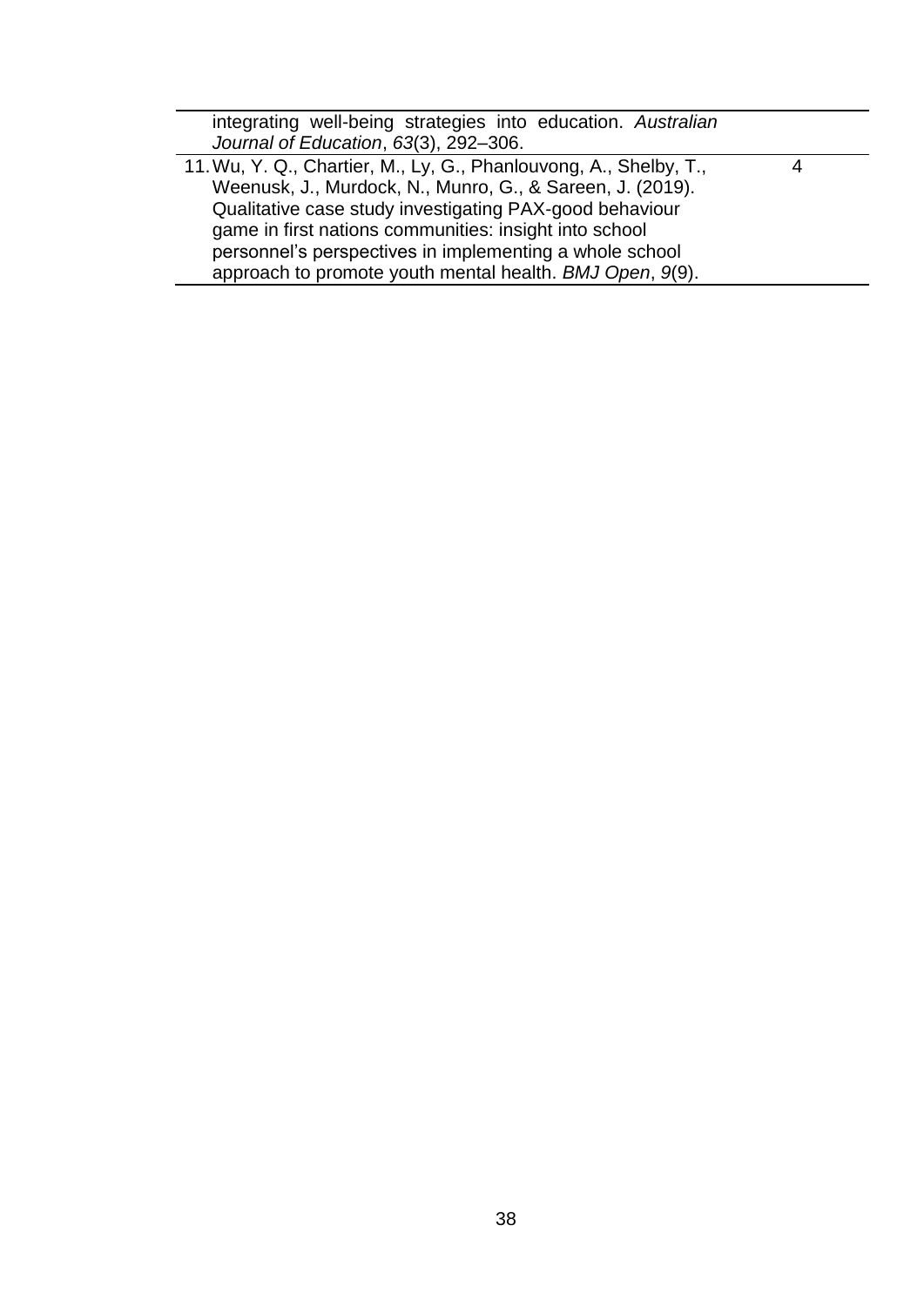| | |
|---|---|
| integrating well-being strategies into education. *Australian Journal of Education*, *63*(3), 292–306. | |
| 11. Wu, Y. Q., Chartier, M., Ly, G., Phanlouvong, A., Shelby, T., Weenusk, J., Murdock, N., Munro, G., & Sareen, J. (2019). Qualitative case study investigating PAX-good behaviour game in first nations communities: insight into school personnel's perspectives in implementing a whole school approach to promote youth mental health. *BMJ Open*, *9*(9). | 4 |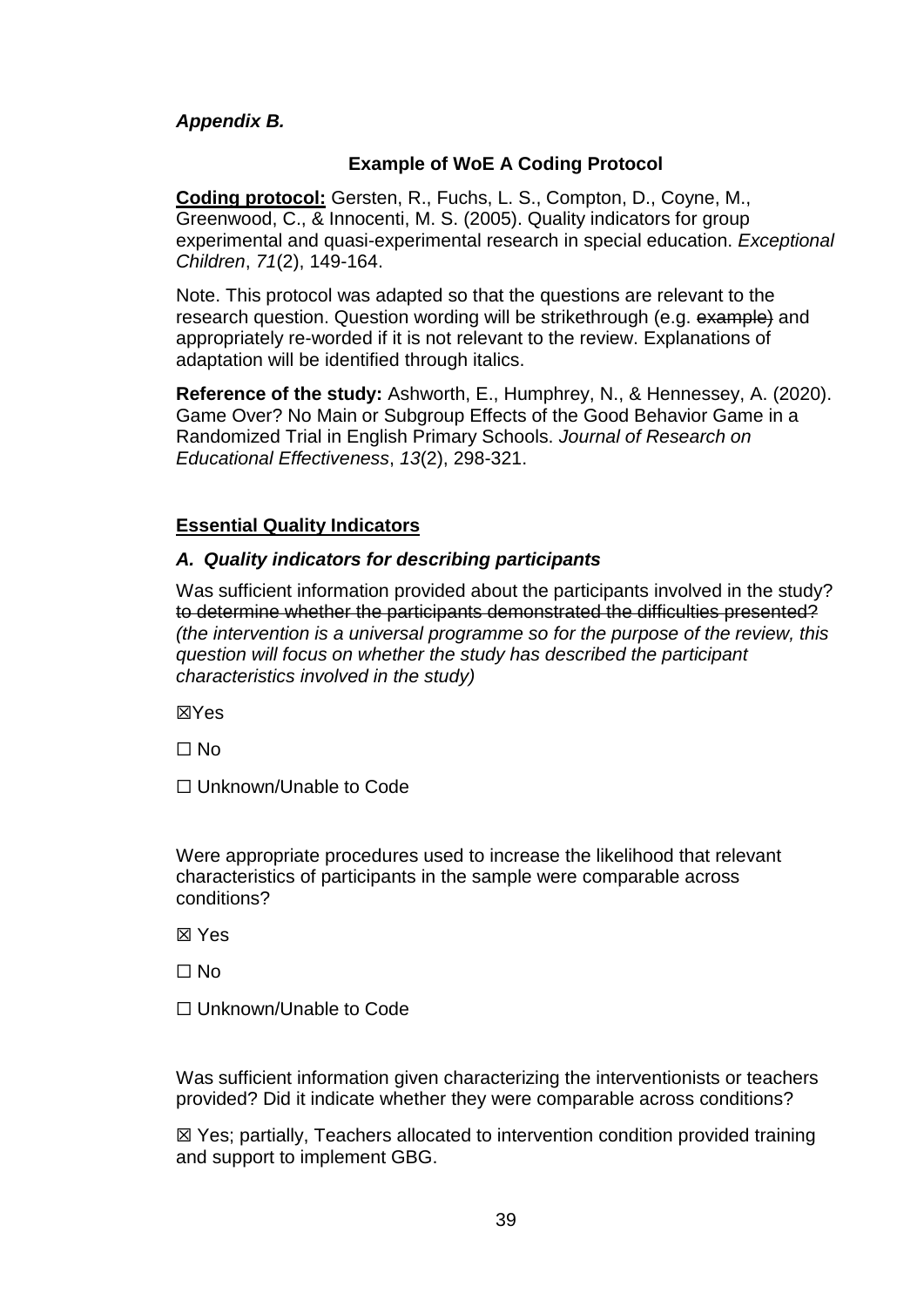***Appendix B.***

**Example of WoE A Coding Protocol**

**<u>Coding protocol:</u>** Gersten, R., Fuchs, L. S., Compton, D., Coyne, M., Greenwood, C., & Innocenti, M. S. (2005). Quality indicators for group experimental and quasi-experimental research in special education. *Exceptional Children*, *71*(2), 149-164.

Note. This protocol was adapted so that the questions are relevant to the research question. Question wording will be strikethrough (e.g. ~~example)~~ and appropriately re-worded if it is not relevant to the review. Explanations of adaptation will be identified through italics.

**Reference of the study:** Ashworth, E., Humphrey, N., & Hennessey, A. (2020). Game Over? No Main or Subgroup Effects of the Good Behavior Game in a Randomized Trial in English Primary Schools. *Journal of Research on Educational Effectiveness*, *13*(2), 298-321.

**<u>Essential Quality Indicators</u>**

***A. Quality indicators for describing participants***

Was sufficient information provided about the participants involved in the study? ~~to determine whether the participants demonstrated the difficulties presented?~~ *(the intervention is a universal programme so for the purpose of the review, this question will focus on whether the study has described the participant characteristics involved in the study)*

☒Yes

☐ No

☐ Unknown/Unable to Code

Were appropriate procedures used to increase the likelihood that relevant characteristics of participants in the sample were comparable across conditions?

☒ Yes

☐ No

☐ Unknown/Unable to Code

Was sufficient information given characterizing the interventionists or teachers provided? Did it indicate whether they were comparable across conditions?

☒ Yes; partially, Teachers allocated to intervention condition provided training and support to implement GBG.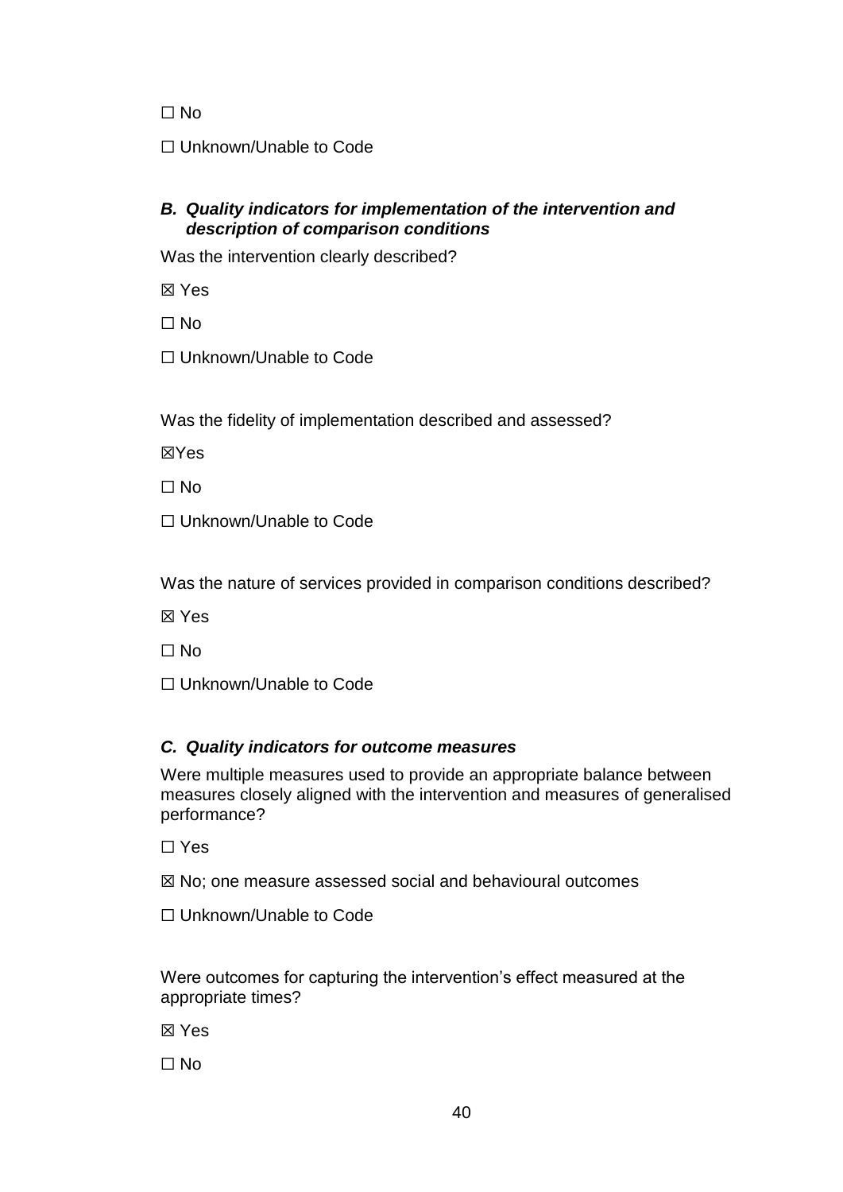☐ No

☐ Unknown/Unable to Code

### *B. Quality indicators for implementation of the intervention and description of comparison conditions*

Was the intervention clearly described?

☒ Yes

☐ No

☐ Unknown/Unable to Code

Was the fidelity of implementation described and assessed?

☒Yes

☐ No

☐ Unknown/Unable to Code

Was the nature of services provided in comparison conditions described?

☒ Yes

☐ No

☐ Unknown/Unable to Code

### *C. Quality indicators for outcome measures*

Were multiple measures used to provide an appropriate balance between measures closely aligned with the intervention and measures of generalised performance?

☐ Yes

☒ No; one measure assessed social and behavioural outcomes

☐ Unknown/Unable to Code

Were outcomes for capturing the intervention's effect measured at the appropriate times?

☒ Yes

☐ No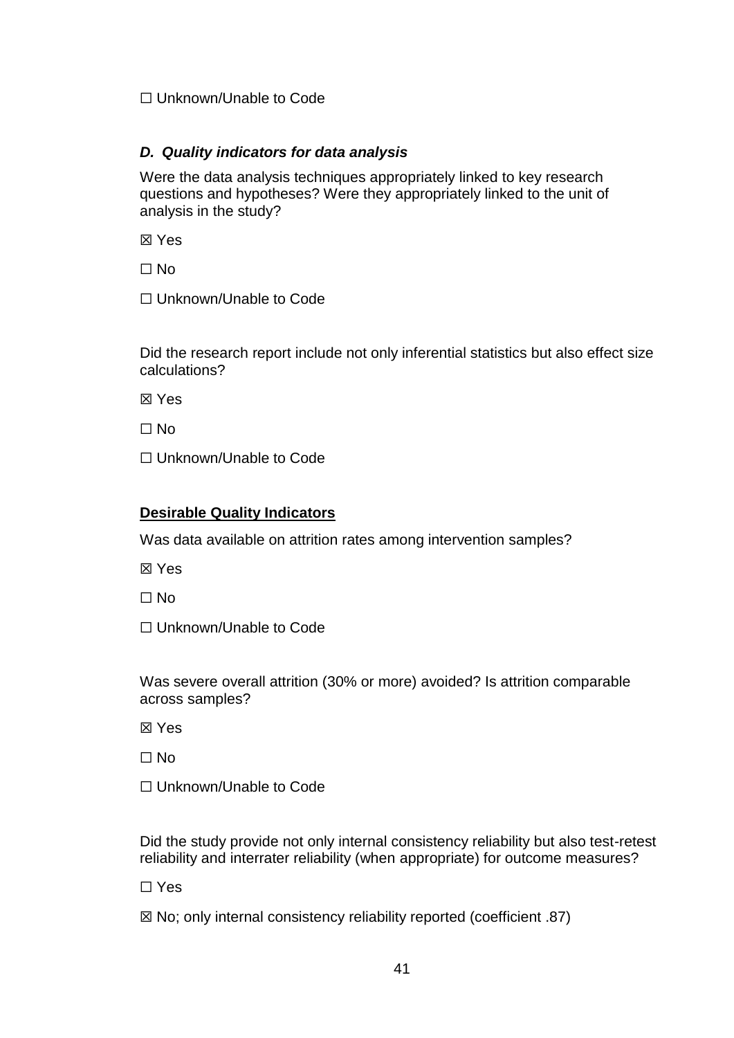☐ Unknown/Unable to Code

### *D. Quality indicators for data analysis*

Were the data analysis techniques appropriately linked to key research questions and hypotheses? Were they appropriately linked to the unit of analysis in the study?

☒ Yes

☐ No

☐ Unknown/Unable to Code

Did the research report include not only inferential statistics but also effect size calculations?

☒ Yes

☐ No

☐ Unknown/Unable to Code

**<u>Desirable Quality Indicators</u>**

Was data available on attrition rates among intervention samples?

☒ Yes

☐ No

☐ Unknown/Unable to Code

Was severe overall attrition (30% or more) avoided? Is attrition comparable across samples?

☒ Yes

☐ No

☐ Unknown/Unable to Code

Did the study provide not only internal consistency reliability but also test-retest reliability and interrater reliability (when appropriate) for outcome measures?

☐ Yes

☒ No; only internal consistency reliability reported (coefficient .87)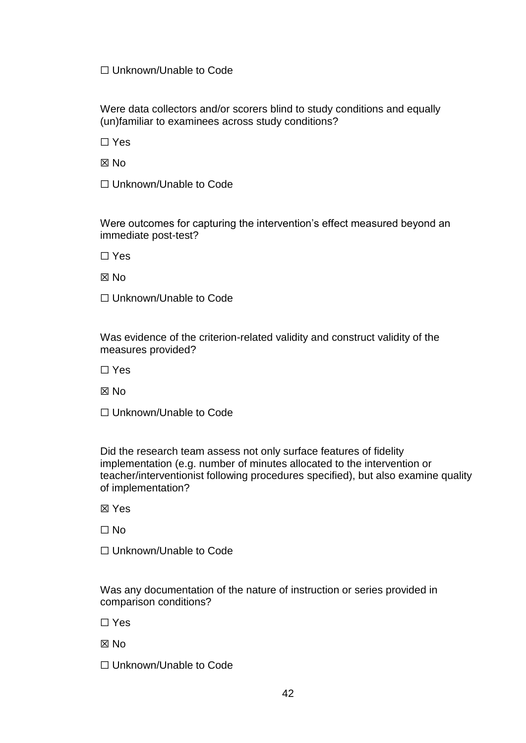☐ Unknown/Unable to Code

Were data collectors and/or scorers blind to study conditions and equally (un)familiar to examinees across study conditions?

☐ Yes

☒ No

☐ Unknown/Unable to Code

Were outcomes for capturing the intervention's effect measured beyond an immediate post-test?

☐ Yes

☒ No

☐ Unknown/Unable to Code

Was evidence of the criterion-related validity and construct validity of the measures provided?

☐ Yes

☒ No

☐ Unknown/Unable to Code

Did the research team assess not only surface features of fidelity implementation (e.g. number of minutes allocated to the intervention or teacher/interventionist following procedures specified), but also examine quality of implementation?

☒ Yes

☐ No

☐ Unknown/Unable to Code

Was any documentation of the nature of instruction or series provided in comparison conditions?

☐ Yes

☒ No

☐ Unknown/Unable to Code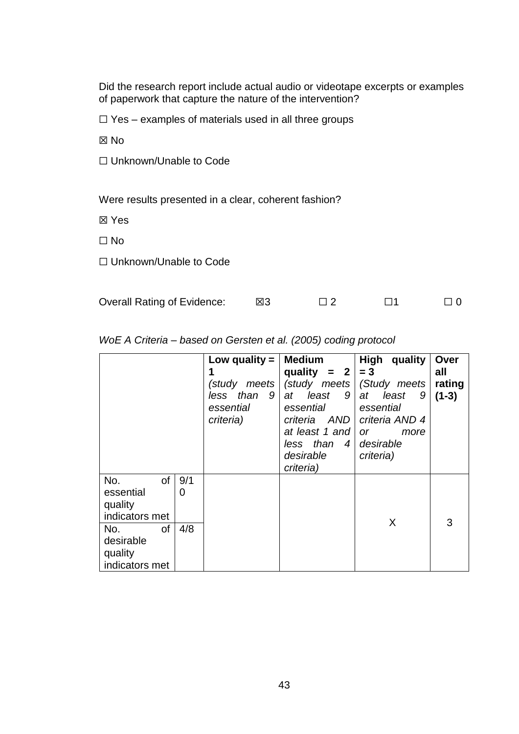Did the research report include actual audio or videotape excerpts or examples of paperwork that capture the nature of the intervention?

☐ Yes – examples of materials used in all three groups

☒ No

☐ Unknown/Unable to Code

Were results presented in a clear, coherent fashion?

☒ Yes

☐ No

☐ Unknown/Unable to Code

Overall Rating of Evidence: ☒3 ☐ 2 ☐1 ☐ 0

*WoE A Criteria – based on Gersten et al. (2005) coding protocol*

| | | **Low quality = 1** *(study meets less than 9 essential criteria)* | **Medium quality = 2** *(study meets at least 9 essential criteria AND at least 1 and less than 4 desirable criteria)* | **High quality = 3** *(Study meets at least 9 essential criteria AND 4 or more desirable criteria)* | **Over all rating (1-3)** |
|---|---|---|---|---|---|
| No. of essential quality indicators met | 9/10 | | | X | 3 |
| No. of desirable quality indicators met | 4/8 | | | | |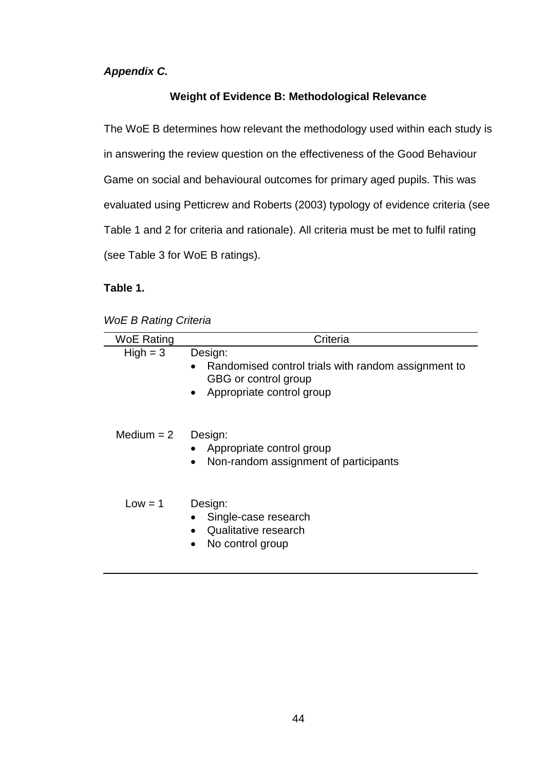***Appendix C.***

**Weight of Evidence B: Methodological Relevance**

The WoE B determines how relevant the methodology used within each study is in answering the review question on the effectiveness of the Good Behaviour Game on social and behavioural outcomes for primary aged pupils. This was evaluated using Petticrew and Roberts (2003) typology of evidence criteria (see Table 1 and 2 for criteria and rationale). All criteria must be met to fulfil rating (see Table 3 for WoE B ratings).

**Table 1.**

*WoE B Rating Criteria*

| WoE Rating | Criteria |
|---|---|
| High = 3 | Design:<br>• Randomised control trials with random assignment to GBG or control group<br>• Appropriate control group |
| Medium = 2 | Design:<br>• Appropriate control group<br>• Non-random assignment of participants |
| Low = 1 | Design:<br>• Single-case research<br>• Qualitative research<br>• No control group |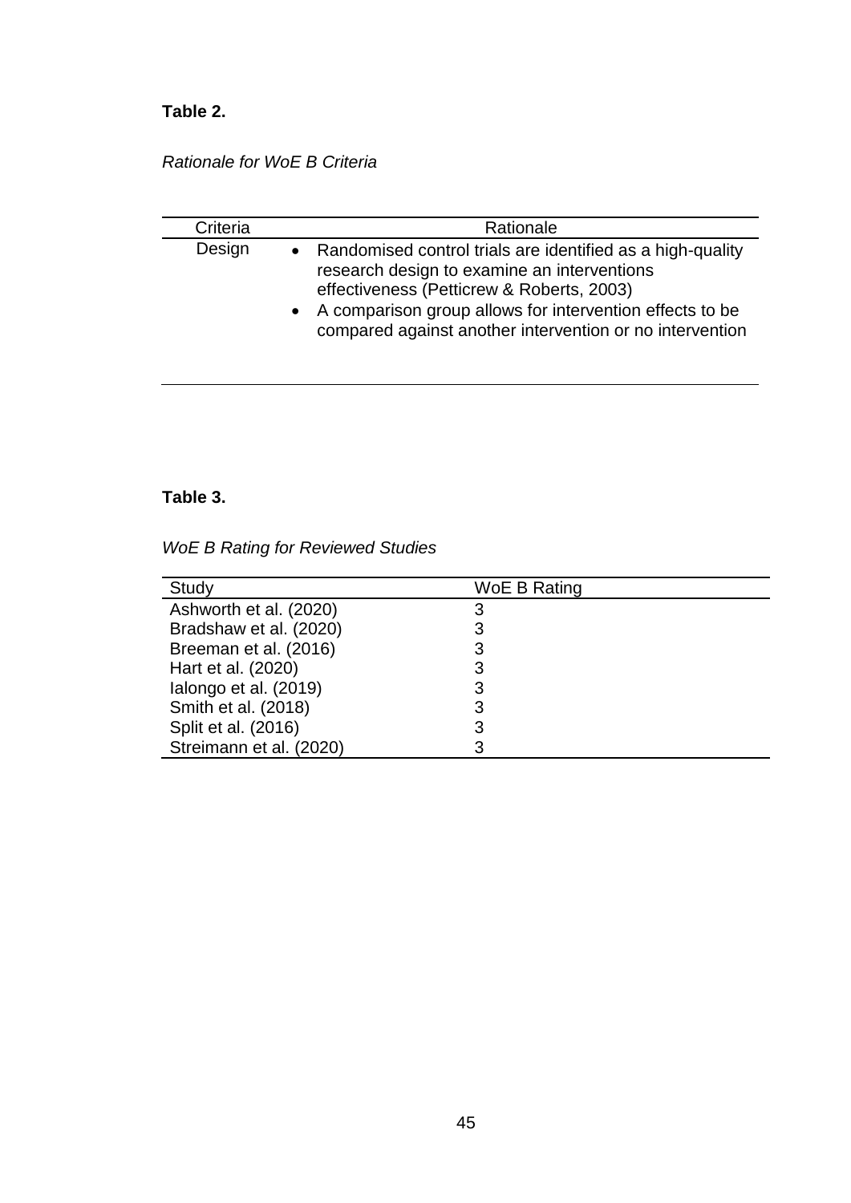**Table 2.**

*Rationale for WoE B Criteria*

| Criteria | Rationale |
|---|---|
| Design | • Randomised control trials are identified as a high-quality research design to examine an interventions effectiveness (Petticrew & Roberts, 2003)<br>• A comparison group allows for intervention effects to be compared against another intervention or no intervention |

**Table 3.**

*WoE B Rating for Reviewed Studies*

| Study | WoE B Rating |
|---|---|
| Ashworth et al. (2020) | 3 |
| Bradshaw et al. (2020) | 3 |
| Breeman et al. (2016) | 3 |
| Hart et al. (2020) | 3 |
| Ialongo et al. (2019) | 3 |
| Smith et al. (2018) | 3 |
| Split et al. (2016) | 3 |
| Streimann et al. (2020) | 3 |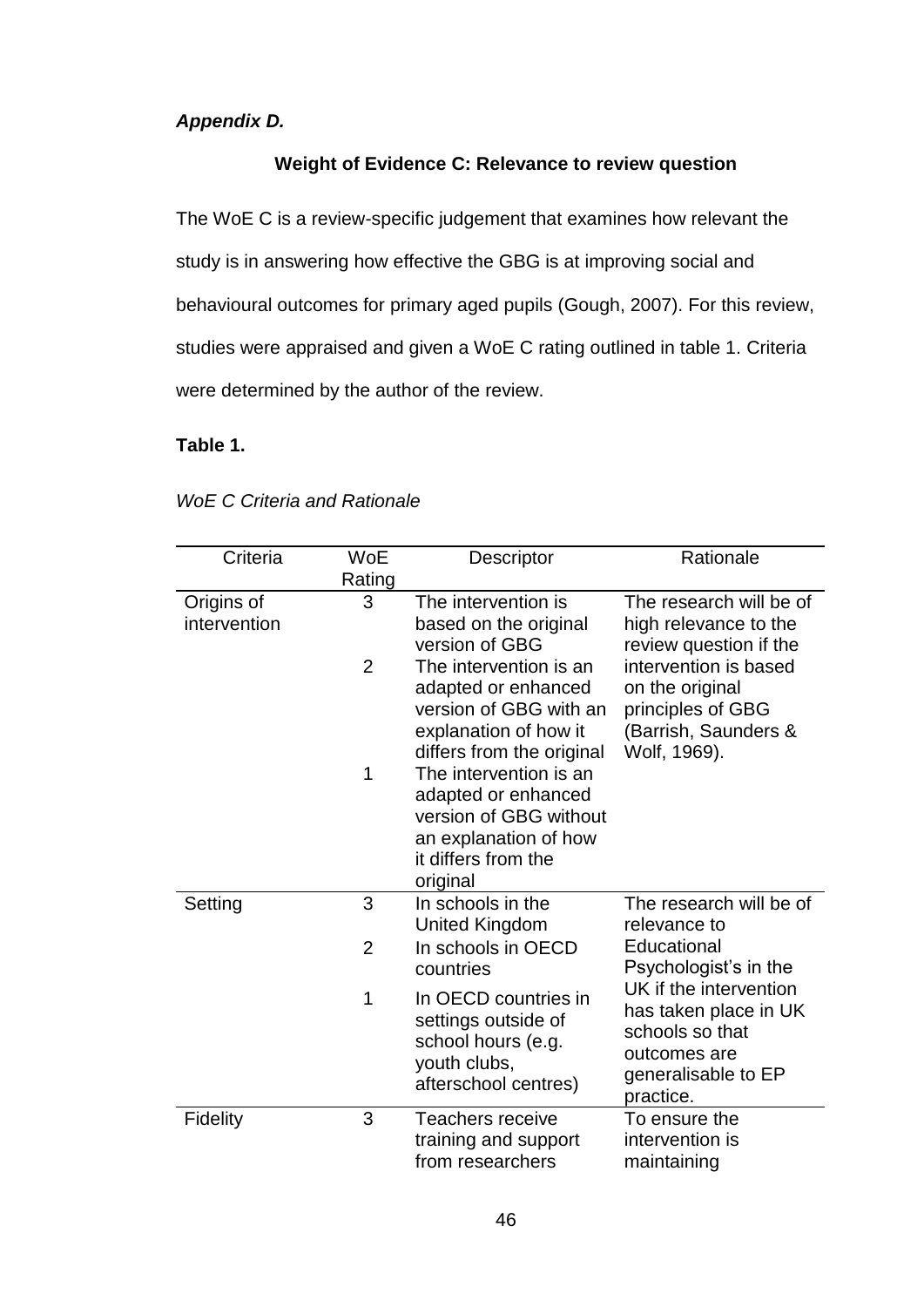***Appendix D.***

**Weight of Evidence C: Relevance to review question**

The WoE C is a review-specific judgement that examines how relevant the study is in answering how effective the GBG is at improving social and behavioural outcomes for primary aged pupils (Gough, 2007). For this review, studies were appraised and given a WoE C rating outlined in table 1. Criteria were determined by the author of the review.

**Table 1.**

*WoE C Criteria and Rationale*

| Criteria | WoE Rating | Descriptor | Rationale |
|---|---|---|---|
| Origins of intervention | 3 | The intervention is based on the original version of GBG | The research will be of high relevance to the review question if the intervention is based on the original principles of GBG (Barrish, Saunders & Wolf, 1969). |
| | 2 | The intervention is an adapted or enhanced version of GBG with an explanation of how it differs from the original | |
| | 1 | The intervention is an adapted or enhanced version of GBG without an explanation of how it differs from the original | |
| Setting | 3 | In schools in the United Kingdom | The research will be of relevance to Educational Psychologist's in the UK if the intervention has taken place in UK schools so that outcomes are generalisable to EP practice. |
| | 2 | In schools in OECD countries | |
| | 1 | In OECD countries in settings outside of school hours (e.g. youth clubs, afterschool centres) | |
| Fidelity | 3 | Teachers receive training and support from researchers | To ensure the intervention is maintaining |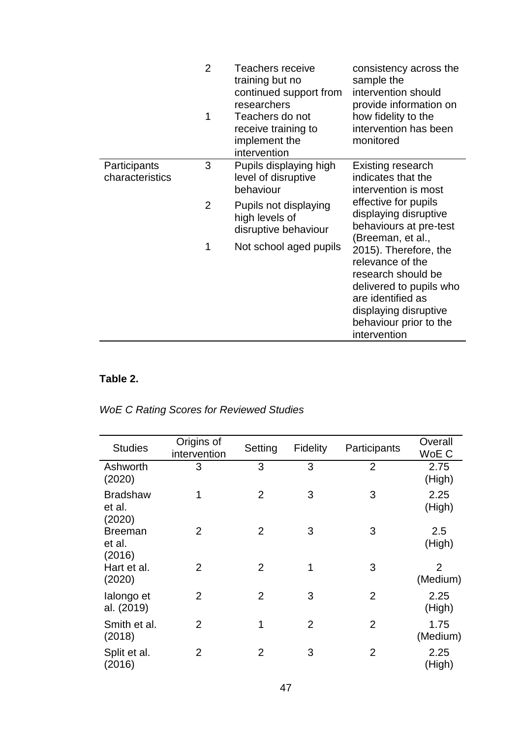| | | | |
|---|---|---|---|
| | 2 | Teachers receive training but no continued support from researchers | consistency across the sample the intervention should provide information on how fidelity to the intervention has been monitored |
| | 1 | Teachers do not receive training to implement the intervention | |
| Participants characteristics | 3 | Pupils displaying high level of disruptive behaviour | Existing research indicates that the intervention is most effective for pupils displaying disruptive behaviours at pre-test (Breeman, et al., 2015). Therefore, the relevance of the research should be delivered to pupils who are identified as displaying disruptive behaviour prior to the intervention |
| | 2 | Pupils not displaying high levels of disruptive behaviour | |
| | 1 | Not school aged pupils | |

**Table 2.**

*WoE C Rating Scores for Reviewed Studies*

| Studies | Origins of intervention | Setting | Fidelity | Participants | Overall WoE C |
|---|---|---|---|---|---|
| Ashworth (2020) | 3 | 3 | 3 | 2 | 2.75 (High) |
| Bradshaw et al. (2020) | 1 | 2 | 3 | 3 | 2.25 (High) |
| Breeman et al. (2016) | 2 | 2 | 3 | 3 | 2.5 (High) |
| Hart et al. (2020) | 2 | 2 | 1 | 3 | 2 (Medium) |
| Ialongo et al. (2019) | 2 | 2 | 3 | 2 | 2.25 (High) |
| Smith et al. (2018) | 2 | 1 | 2 | 2 | 1.75 (Medium) |
| Split et al. (2016) | 2 | 2 | 3 | 2 | 2.25 (High) |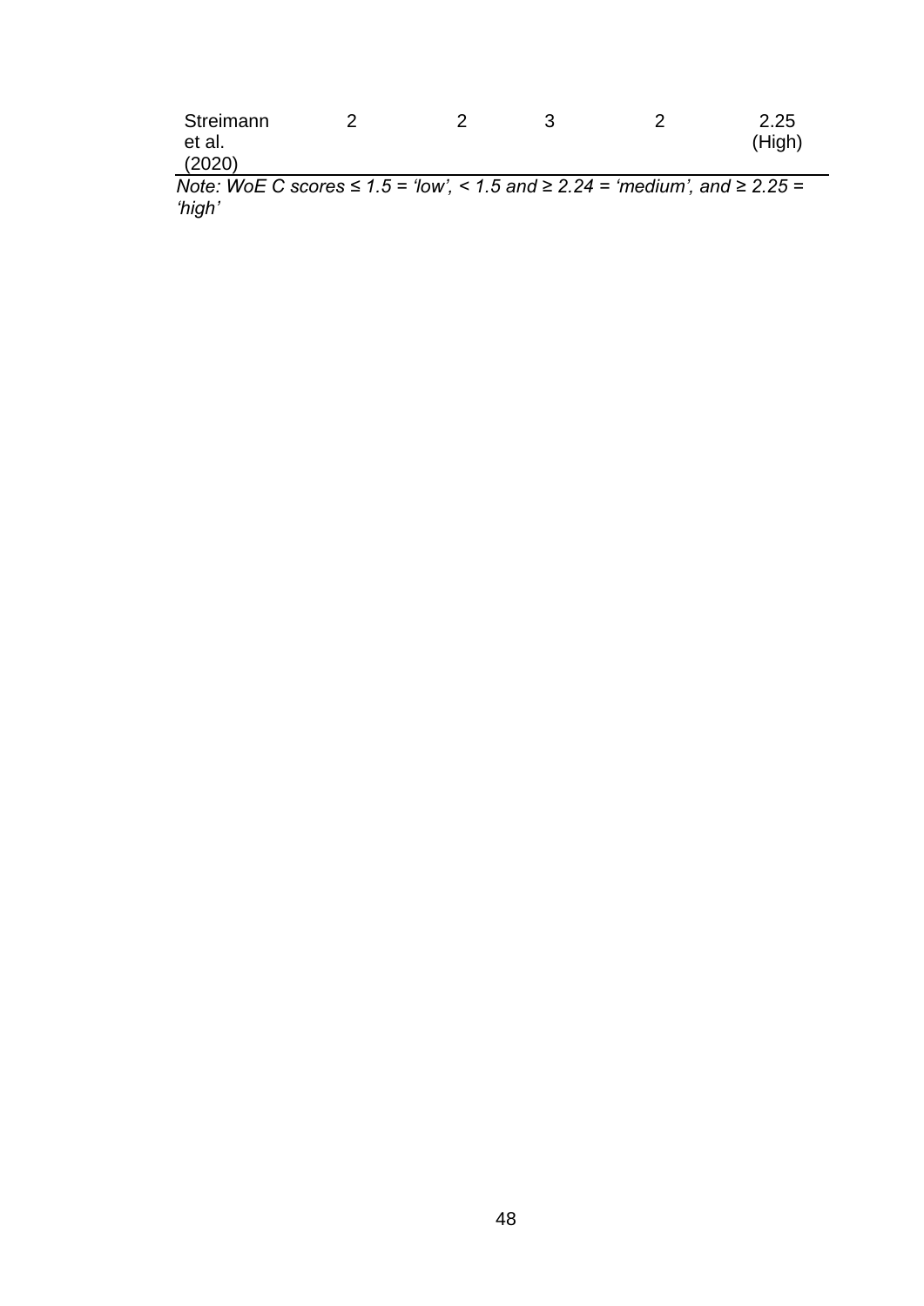| | | | | | |
|---|---|---|---|---|---|
| Streimann et al. (2020) | 2 | 2 | 3 | 2 | 2.25 (High) |

*Note: WoE C scores ≤ 1.5 = 'low', < 1.5 and ≥ 2.24 = 'medium', and ≥ 2.25 = 'high'*